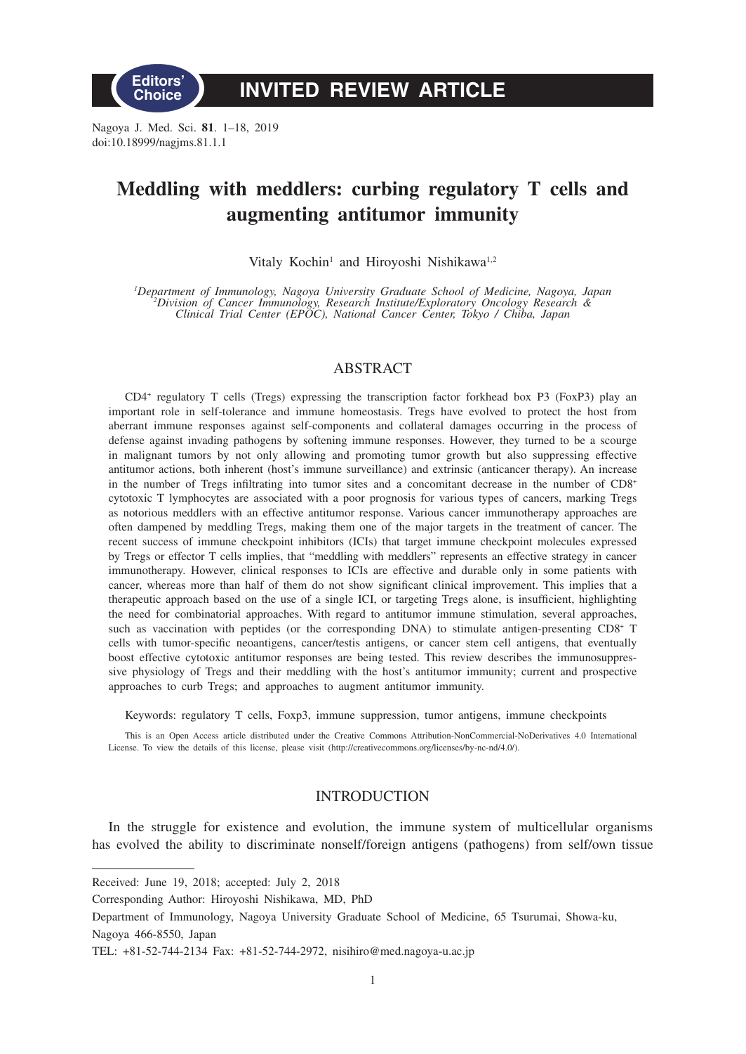Editors' Choice

# INVITED REVIEW ARTICLE

Nagoya J. Med. Sci. **81**. 1–18, 2019
doi:10.18999/nagjms.81.1.1

# Meddling with meddlers: curbing regulatory T cells and augmenting antitumor immunity

Vitaly Kochin[1] and Hiroyoshi Nishikawa[1,2]

*[1]Department of Immunology, Nagoya University Graduate School of Medicine, Nagoya, Japan*
*[2]Division of Cancer Immunology, Research Institute/Exploratory Oncology Research & Clinical Trial Center (EPOC), National Cancer Center, Tokyo / Chiba, Japan*

## ABSTRACT

$CD4^+$ regulatory T cells (Tregs) expressing the transcription factor forkhead box P3 (FoxP3) play an important role in self-tolerance and immune homeostasis. Tregs have evolved to protect the host from aberrant immune responses against self-components and collateral damages occurring in the process of defense against invading pathogens by softening immune responses. However, they turned to be a scourge in malignant tumors by not only allowing and promoting tumor growth but also suppressing effective antitumor actions, both inherent (host's immune surveillance) and extrinsic (anticancer therapy). An increase in the number of Tregs infiltrating into tumor sites and a concomitant decrease in the number of $CD8^+$ cytotoxic T lymphocytes are associated with a poor prognosis for various types of cancers, marking Tregs as notorious meddlers with an effective antitumor response. Various cancer immunotherapy approaches are often dampened by meddling Tregs, making them one of the major targets in the treatment of cancer. The recent success of immune checkpoint inhibitors (ICIs) that target immune checkpoint molecules expressed by Tregs or effector T cells implies, that "meddling with meddlers" represents an effective strategy in cancer immunotherapy. However, clinical responses to ICIs are effective and durable only in some patients with cancer, whereas more than half of them do not show significant clinical improvement. This implies that a therapeutic approach based on the use of a single ICI, or targeting Tregs alone, is insufficient, highlighting the need for combinatorial approaches. With regard to antitumor immune stimulation, several approaches, such as vaccination with peptides (or the corresponding DNA) to stimulate antigen-presenting $CD8^+$ T cells with tumor-specific neoantigens, cancer/testis antigens, or cancer stem cell antigens, that eventually boost effective cytotoxic antitumor responses are being tested. This review describes the immunosuppressive physiology of Tregs and their meddling with the host's antitumor immunity; current and prospective approaches to curb Tregs; and approaches to augment antitumor immunity.

Keywords: regulatory T cells, Foxp3, immune suppression, tumor antigens, immune checkpoints

This is an Open Access article distributed under the Creative Commons Attribution-NonCommercial-NoDerivatives 4.0 International License. To view the details of this license, please visit (http://creativecommons.org/licenses/by-nc-nd/4.0/).

## INTRODUCTION

In the struggle for existence and evolution, the immune system of multicellular organisms has evolved the ability to discriminate nonself/foreign antigens (pathogens) from self/own tissue

---

Received: June 19, 2018; accepted: July 2, 2018

Corresponding Author: Hiroyoshi Nishikawa, MD, PhD

Department of Immunology, Nagoya University Graduate School of Medicine, 65 Tsurumai, Showa-ku, Nagoya 466-8550, Japan

TEL: +81-52-744-2134 Fax: +81-52-744-2972, nisihiro@med.nagoya-u.ac.jp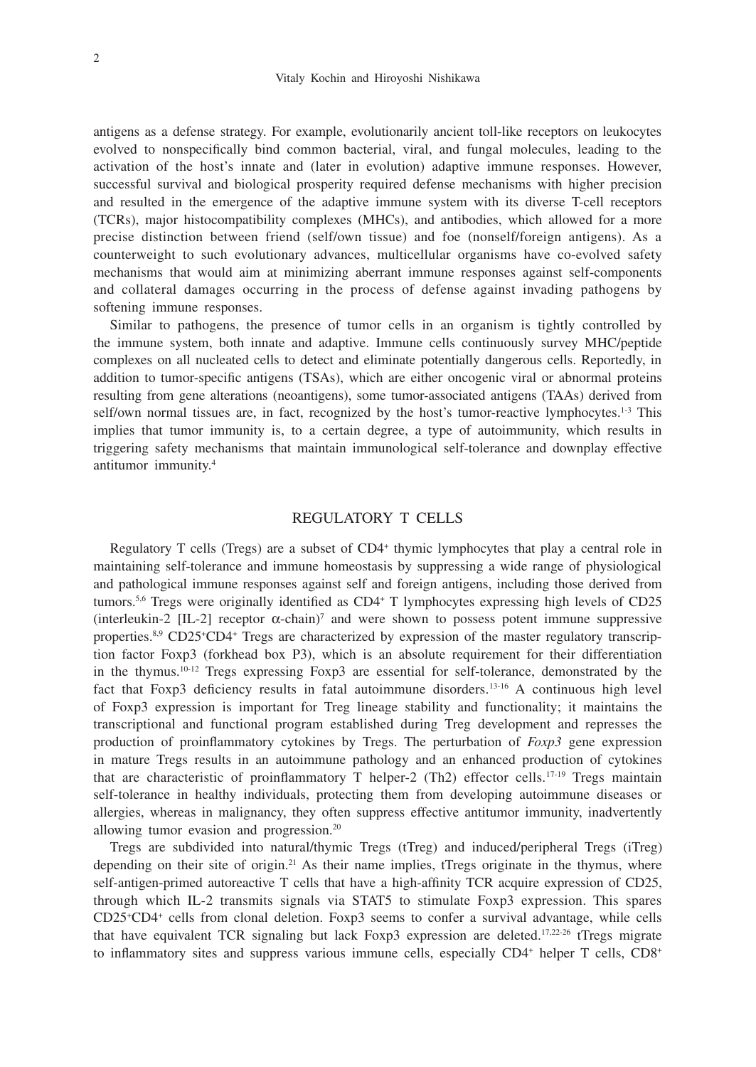antigens as a defense strategy. For example, evolutionarily ancient toll-like receptors on leukocytes evolved to nonspecifically bind common bacterial, viral, and fungal molecules, leading to the activation of the host's innate and (later in evolution) adaptive immune responses. However, successful survival and biological prosperity required defense mechanisms with higher precision and resulted in the emergence of the adaptive immune system with its diverse T-cell receptors (TCRs), major histocompatibility complexes (MHCs), and antibodies, which allowed for a more precise distinction between friend (self/own tissue) and foe (nonself/foreign antigens). As a counterweight to such evolutionary advances, multicellular organisms have co-evolved safety mechanisms that would aim at minimizing aberrant immune responses against self-components and collateral damages occurring in the process of defense against invading pathogens by softening immune responses.

Similar to pathogens, the presence of tumor cells in an organism is tightly controlled by the immune system, both innate and adaptive. Immune cells continuously survey MHC/peptide complexes on all nucleated cells to detect and eliminate potentially dangerous cells. Reportedly, in addition to tumor-specific antigens (TSAs), which are either oncogenic viral or abnormal proteins resulting from gene alterations (neoantigens), some tumor-associated antigens (TAAs) derived from self/own normal tissues are, in fact, recognized by the host's tumor-reactive lymphocytes.[1-3] This implies that tumor immunity is, to a certain degree, a type of autoimmunity, which results in triggering safety mechanisms that maintain immunological self-tolerance and downplay effective antitumor immunity.[4]

## REGULATORY T CELLS

Regulatory T cells (Tregs) are a subset of $CD4^+$ thymic lymphocytes that play a central role in maintaining self-tolerance and immune homeostasis by suppressing a wide range of physiological and pathological immune responses against self and foreign antigens, including those derived from tumors.[5,6] Tregs were originally identified as $CD4^+$ T lymphocytes expressing high levels of CD25 (interleukin-2 [IL-2] receptor $\alpha$-chain)[7] and were shown to possess potent immune suppressive properties.[8,9] $CD25^+CD4^+$ Tregs are characterized by expression of the master regulatory transcription factor Foxp3 (forkhead box P3), which is an absolute requirement for their differentiation in the thymus.[10-12] Tregs expressing Foxp3 are essential for self-tolerance, demonstrated by the fact that Foxp3 deficiency results in fatal autoimmune disorders.[13-16] A continuous high level of Foxp3 expression is important for Treg lineage stability and functionality; it maintains the transcriptional and functional program established during Treg development and represses the production of proinflammatory cytokines by Tregs. The perturbation of *Foxp3* gene expression in mature Tregs results in an autoimmune pathology and an enhanced production of cytokines that are characteristic of proinflammatory T helper-2 (Th2) effector cells.[17-19] Tregs maintain self-tolerance in healthy individuals, protecting them from developing autoimmune diseases or allergies, whereas in malignancy, they often suppress effective antitumor immunity, inadvertently allowing tumor evasion and progression.[20]

Tregs are subdivided into natural/thymic Tregs (tTreg) and induced/peripheral Tregs (iTreg) depending on their site of origin.[21] As their name implies, tTregs originate in the thymus, where self-antigen-primed autoreactive T cells that have a high-affinity TCR acquire expression of CD25, through which IL-2 transmits signals via STAT5 to stimulate Foxp3 expression. This spares $CD25^+CD4^+$ cells from clonal deletion. Foxp3 seems to confer a survival advantage, while cells that have equivalent TCR signaling but lack Foxp3 expression are deleted.[17,22-26] tTregs migrate to inflammatory sites and suppress various immune cells, especially $CD4^+$ helper T cells, $CD8^+$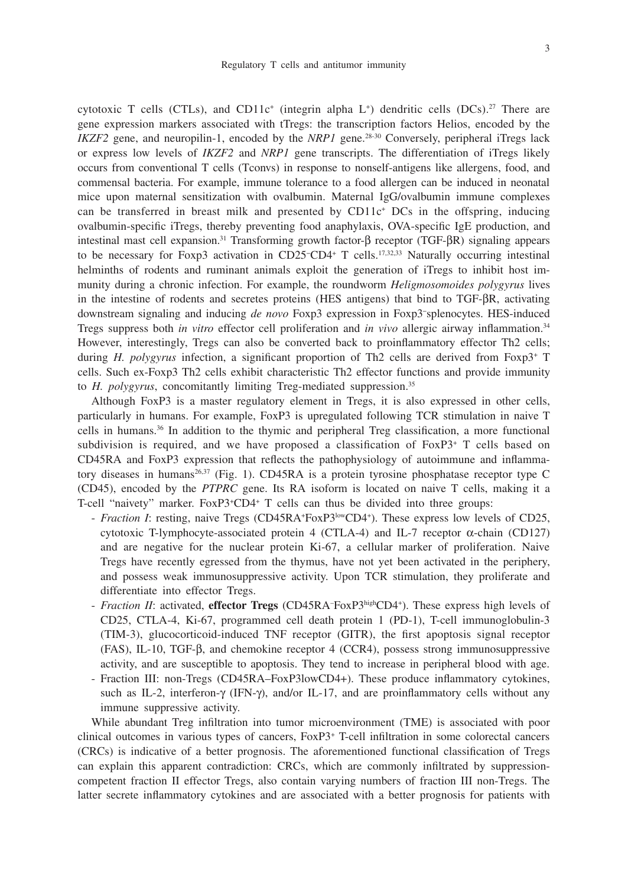cytotoxic T cells (CTLs), and $CD11c^{+}$ (integrin alpha $L^{+}$) dendritic cells (DCs).[27] There are gene expression markers associated with tTregs: the transcription factors Helios, encoded by the *IKZF2* gene, and neuropilin-1, encoded by the *NRP1* gene.[28-30] Conversely, peripheral iTregs lack or express low levels of *IKZF2* and *NRP1* gene transcripts. The differentiation of iTregs likely occurs from conventional T cells (Tconvs) in response to nonself-antigens like allergens, food, and commensal bacteria. For example, immune tolerance to a food allergen can be induced in neonatal mice upon maternal sensitization with ovalbumin. Maternal IgG/ovalbumin immune complexes can be transferred in breast milk and presented by $CD11c^{+}$ DCs in the offspring, inducing ovalbumin-specific iTregs, thereby preventing food anaphylaxis, OVA-specific IgE production, and intestinal mast cell expansion.[31] Transforming growth factor-β receptor (TGF-βR) signaling appears to be necessary for Foxp3 activation in $CD25^{-}CD4^{+}$ T cells.[17,32,33] Naturally occurring intestinal helminths of rodents and ruminant animals exploit the generation of iTregs to inhibit host immunity during a chronic infection. For example, the roundworm *Heligmosomoides polygyrus* lives in the intestine of rodents and secretes proteins (HES antigens) that bind to TGF-βR, activating downstream signaling and inducing *de novo* Foxp3 expression in $Foxp3^{-}$ splenocytes. HES-induced Tregs suppress both *in vitro* effector cell proliferation and *in vivo* allergic airway inflammation.[34] However, interestingly, Tregs can also be converted back to proinflammatory effector Th2 cells; during *H. polygyrus* infection, a significant proportion of Th2 cells are derived from $Foxp3^{+}$ T cells. Such ex-Foxp3 Th2 cells exhibit characteristic Th2 effector functions and provide immunity to *H. polygyrus*, concomitantly limiting Treg-mediated suppression.[35]

Although FoxP3 is a master regulatory element in Tregs, it is also expressed in other cells, particularly in humans. For example, FoxP3 is upregulated following TCR stimulation in naive T cells in humans.[36] In addition to the thymic and peripheral Treg classification, a more functional subdivision is required, and we have proposed a classification of $FoxP3^{+}$ T cells based on CD45RA and FoxP3 expression that reflects the pathophysiology of autoimmune and inflammatory diseases in humans[26,37] (Fig. 1). CD45RA is a protein tyrosine phosphatase receptor type C (CD45), encoded by the *PTPRC* gene. Its RA isoform is located on naive T cells, making it a T-cell "naivety" marker. $FoxP3^{+}CD4^{+}$ T cells can thus be divided into three groups:

- *Fraction I*: resting, naive Tregs ($CD45RA^{+}FoxP3^{low}CD4^{+}$). These express low levels of CD25, cytotoxic T-lymphocyte-associated protein 4 (CTLA-4) and IL-7 receptor α-chain (CD127) and are negative for the nuclear protein Ki-67, a cellular marker of proliferation. Naive Tregs have recently egressed from the thymus, have not yet been activated in the periphery, and possess weak immunosuppressive activity. Upon TCR stimulation, they proliferate and differentiate into effector Tregs.
- *Fraction II*: activated, **effector Tregs** ($CD45RA^{-}FoxP3^{high}CD4^{+}$). These express high levels of CD25, CTLA-4, Ki-67, programmed cell death protein 1 (PD-1), T-cell immunoglobulin-3 (TIM-3), glucocorticoid-induced TNF receptor (GITR), the first apoptosis signal receptor (FAS), IL-10, TGF-β, and chemokine receptor 4 (CCR4), possess strong immunosuppressive activity, and are susceptible to apoptosis. They tend to increase in peripheral blood with age.
- Fraction III: non-Tregs (CD45RA–FoxP3lowCD4+). These produce inflammatory cytokines, such as IL-2, interferon-γ (IFN-γ), and/or IL-17, and are proinflammatory cells without any immune suppressive activity.

While abundant Treg infiltration into tumor microenvironment (TME) is associated with poor clinical outcomes in various types of cancers, $FoxP3^{+}$ T-cell infiltration in some colorectal cancers (CRCs) is indicative of a better prognosis. The aforementioned functional classification of Tregs can explain this apparent contradiction: CRCs, which are commonly infiltrated by suppression-competent fraction II effector Tregs, also contain varying numbers of fraction III non-Tregs. The latter secrete inflammatory cytokines and are associated with a better prognosis for patients with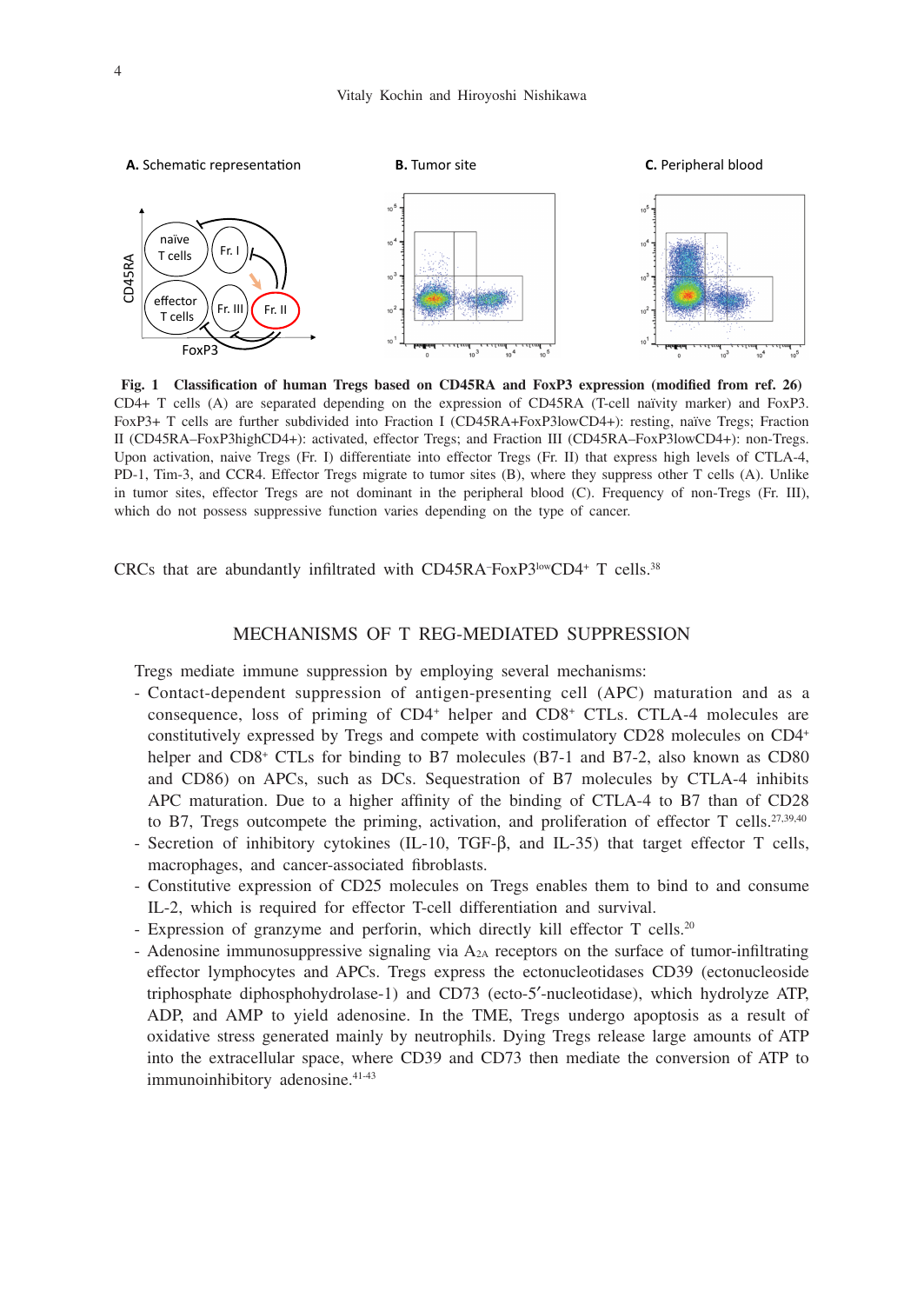**Fig. 1 Classification of human Tregs based on CD45RA and FoxP3 expression (modified from ref. 26)** CD4+ T cells (A) are separated depending on the expression of CD45RA (T-cell naïvity marker) and FoxP3. FoxP3+ T cells are further subdivided into Fraction I (CD45RA+FoxP3lowCD4+): resting, naïve Tregs; Fraction II (CD45RA–FoxP3highCD4+): activated, effector Tregs; and Fraction III (CD45RA–FoxP3lowCD4+): non-Tregs. Upon activation, naive Tregs (Fr. I) differentiate into effector Tregs (Fr. II) that express high levels of CTLA-4, PD-1, Tim-3, and CCR4. Effector Tregs migrate to tumor sites (B), where they suppress other T cells (A). Unlike in tumor sites, effector Tregs are not dominant in the peripheral blood (C). Frequency of non-Tregs (Fr. III), which do not possess suppressive function varies depending on the type of cancer.

CRCs that are abundantly infiltrated with $CD45RA^{-}FoxP3^{low}CD4^{+}$ T cells.[38]

## MECHANISMS OF T REG-MEDIATED SUPPRESSION

Tregs mediate immune suppression by employing several mechanisms:

- Contact-dependent suppression of antigen-presenting cell (APC) maturation and as a consequence, loss of priming of $CD4^{+}$ helper and $CD8^{+}$ CTLs. CTLA-4 molecules are constitutively expressed by Tregs and compete with costimulatory CD28 molecules on $CD4^{+}$ helper and $CD8^{+}$ CTLs for binding to B7 molecules (B7-1 and B7-2, also known as CD80 and CD86) on APCs, such as DCs. Sequestration of B7 molecules by CTLA-4 inhibits APC maturation. Due to a higher affinity of the binding of CTLA-4 to B7 than of CD28 to B7, Tregs outcompete the priming, activation, and proliferation of effector T cells.[27,39,40]
- Secretion of inhibitory cytokines (IL-10, TGF-β, and IL-35) that target effector T cells, macrophages, and cancer-associated fibroblasts.
- Constitutive expression of CD25 molecules on Tregs enables them to bind to and consume IL-2, which is required for effector T-cell differentiation and survival.
- Expression of granzyme and perforin, which directly kill effector T cells.[20]
- Adenosine immunosuppressive signaling via $A_{2A}$ receptors on the surface of tumor-infiltrating effector lymphocytes and APCs. Tregs express the ectonucleotidases CD39 (ectonucleoside triphosphate diphosphohydrolase-1) and CD73 (ecto-5′-nucleotidase), which hydrolyze ATP, ADP, and AMP to yield adenosine. In the TME, Tregs undergo apoptosis as a result of oxidative stress generated mainly by neutrophils. Dying Tregs release large amounts of ATP into the extracellular space, where CD39 and CD73 then mediate the conversion of ATP to immunoinhibitory adenosine.[41-43]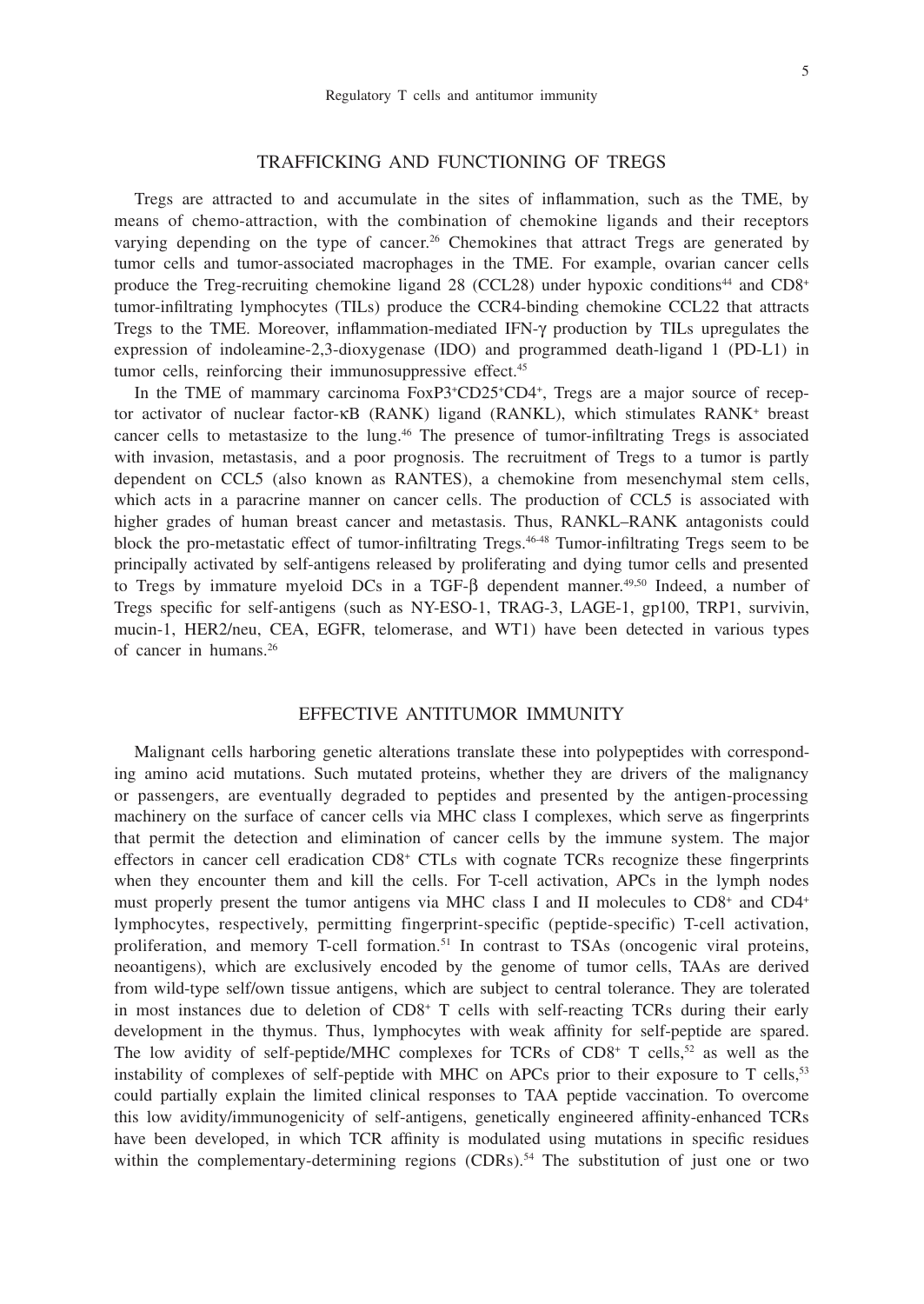## TRAFFICKING AND FUNCTIONING OF TREGS

Tregs are attracted to and accumulate in the sites of inflammation, such as the TME, by means of chemo-attraction, with the combination of chemokine ligands and their receptors varying depending on the type of cancer.[26] Chemokines that attract Tregs are generated by tumor cells and tumor-associated macrophages in the TME. For example, ovarian cancer cells produce the Treg-recruiting chemokine ligand 28 (CCL28) under hypoxic conditions[44] and CD8$^+$ tumor-infiltrating lymphocytes (TILs) produce the CCR4-binding chemokine CCL22 that attracts Tregs to the TME. Moreover, inflammation-mediated IFN-γ production by TILs upregulates the expression of indoleamine-2,3-dioxygenase (IDO) and programmed death-ligand 1 (PD-L1) in tumor cells, reinforcing their immunosuppressive effect.[45]

In the TME of mammary carcinoma FoxP3$^+$CD25$^+$CD4$^+$, Tregs are a major source of receptor activator of nuclear factor-κB (RANK) ligand (RANKL), which stimulates RANK$^+$ breast cancer cells to metastasize to the lung.[46] The presence of tumor-infiltrating Tregs is associated with invasion, metastasis, and a poor prognosis. The recruitment of Tregs to a tumor is partly dependent on CCL5 (also known as RANTES), a chemokine from mesenchymal stem cells, which acts in a paracrine manner on cancer cells. The production of CCL5 is associated with higher grades of human breast cancer and metastasis. Thus, RANKL–RANK antagonists could block the pro-metastatic effect of tumor-infiltrating Tregs.[46-48] Tumor-infiltrating Tregs seem to be principally activated by self-antigens released by proliferating and dying tumor cells and presented to Tregs by immature myeloid DCs in a TGF-β dependent manner.[49,50] Indeed, a number of Tregs specific for self-antigens (such as NY-ESO-1, TRAG-3, LAGE-1, gp100, TRP1, survivin, mucin-1, HER2/neu, CEA, EGFR, telomerase, and WT1) have been detected in various types of cancer in humans.[26]

## EFFECTIVE ANTITUMOR IMMUNITY

Malignant cells harboring genetic alterations translate these into polypeptides with corresponding amino acid mutations. Such mutated proteins, whether they are drivers of the malignancy or passengers, are eventually degraded to peptides and presented by the antigen-processing machinery on the surface of cancer cells via MHC class I complexes, which serve as fingerprints that permit the detection and elimination of cancer cells by the immune system. The major effectors in cancer cell eradication CD8$^+$ CTLs with cognate TCRs recognize these fingerprints when they encounter them and kill the cells. For T-cell activation, APCs in the lymph nodes must properly present the tumor antigens via MHC class I and II molecules to CD8$^+$ and CD4$^+$ lymphocytes, respectively, permitting fingerprint-specific (peptide-specific) T-cell activation, proliferation, and memory T-cell formation.[51] In contrast to TSAs (oncogenic viral proteins, neoantigens), which are exclusively encoded by the genome of tumor cells, TAAs are derived from wild-type self/own tissue antigens, which are subject to central tolerance. They are tolerated in most instances due to deletion of CD8$^+$ T cells with self-reacting TCRs during their early development in the thymus. Thus, lymphocytes with weak affinity for self-peptide are spared. The low avidity of self-peptide/MHC complexes for TCRs of CD8$^+$ T cells,[52] as well as the instability of complexes of self-peptide with MHC on APCs prior to their exposure to T cells,[53] could partially explain the limited clinical responses to TAA peptide vaccination. To overcome this low avidity/immunogenicity of self-antigens, genetically engineered affinity-enhanced TCRs have been developed, in which TCR affinity is modulated using mutations in specific residues within the complementary-determining regions (CDRs).[54] The substitution of just one or two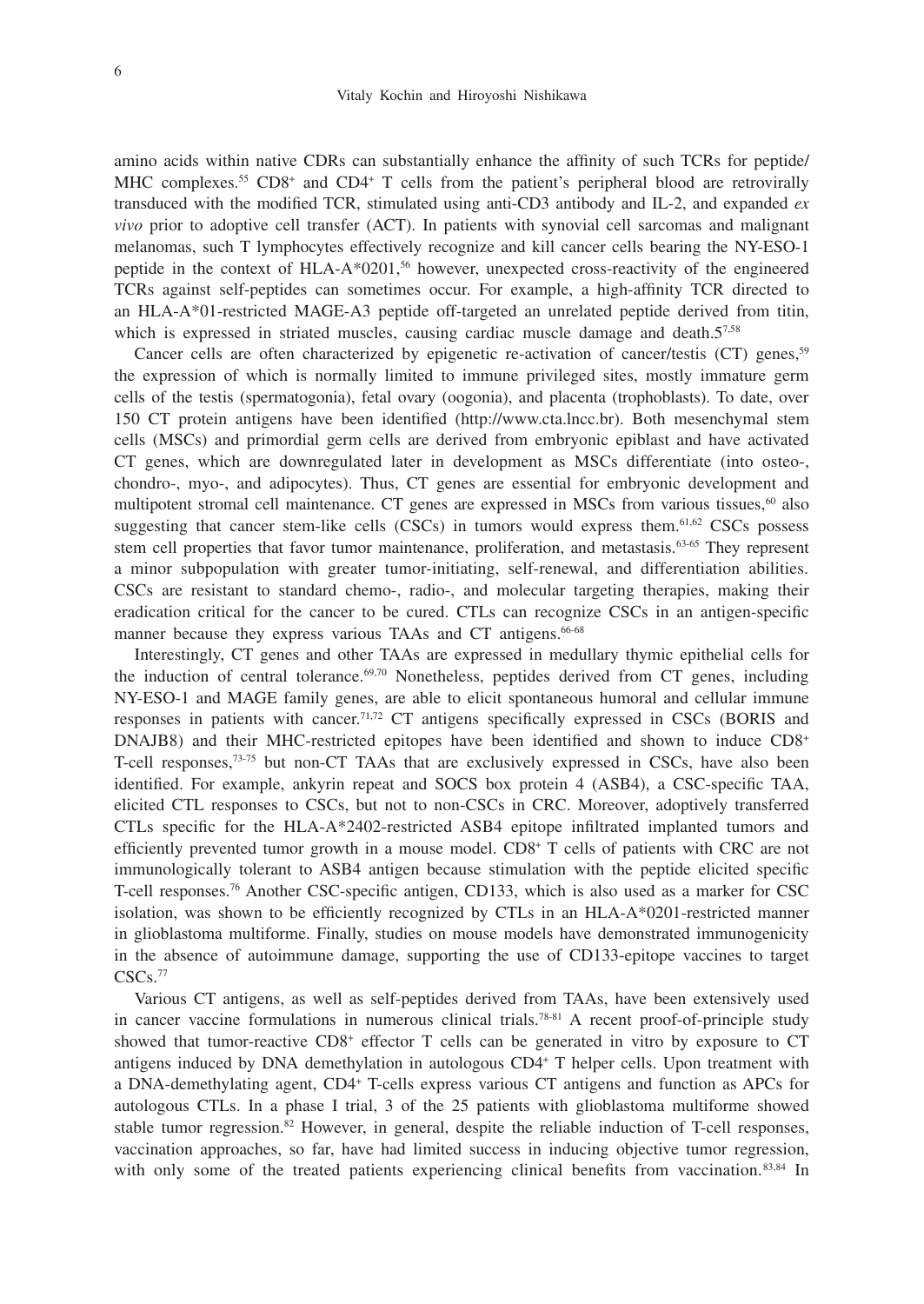amino acids within native CDRs can substantially enhance the affinity of such TCRs for peptide/MHC complexes.[55] CD8+ and CD4+ T cells from the patient's peripheral blood are retrovirally transduced with the modified TCR, stimulated using anti-CD3 antibody and IL-2, and expanded *ex vivo* prior to adoptive cell transfer (ACT). In patients with synovial cell sarcomas and malignant melanomas, such T lymphocytes effectively recognize and kill cancer cells bearing the NY-ESO-1 peptide in the context of HLA-A*0201,[56] however, unexpected cross-reactivity of the engineered TCRs against self-peptides can sometimes occur. For example, a high-affinity TCR directed to an HLA-A*01-restricted MAGE-A3 peptide off-targeted an unrelated peptide derived from titin, which is expressed in striated muscles, causing cardiac muscle damage and death.[57,58]

Cancer cells are often characterized by epigenetic re-activation of cancer/testis (CT) genes,[59] the expression of which is normally limited to immune privileged sites, mostly immature germ cells of the testis (spermatogonia), fetal ovary (oogonia), and placenta (trophoblasts). To date, over 150 CT protein antigens have been identified (http://www.cta.lncc.br). Both mesenchymal stem cells (MSCs) and primordial germ cells are derived from embryonic epiblast and have activated CT genes, which are downregulated later in development as MSCs differentiate (into osteo-, chondro-, myo-, and adipocytes). Thus, CT genes are essential for embryonic development and multipotent stromal cell maintenance. CT genes are expressed in MSCs from various tissues,[60] also suggesting that cancer stem-like cells (CSCs) in tumors would express them.[61,62] CSCs possess stem cell properties that favor tumor maintenance, proliferation, and metastasis.[63-65] They represent a minor subpopulation with greater tumor-initiating, self-renewal, and differentiation abilities. CSCs are resistant to standard chemo-, radio-, and molecular targeting therapies, making their eradication critical for the cancer to be cured. CTLs can recognize CSCs in an antigen-specific manner because they express various TAAs and CT antigens.[66-68]

Interestingly, CT genes and other TAAs are expressed in medullary thymic epithelial cells for the induction of central tolerance.[69,70] Nonetheless, peptides derived from CT genes, including NY-ESO-1 and MAGE family genes, are able to elicit spontaneous humoral and cellular immune responses in patients with cancer.[71,72] CT antigens specifically expressed in CSCs (BORIS and DNAJB8) and their MHC-restricted epitopes have been identified and shown to induce CD8+ T-cell responses,[73-75] but non-CT TAAs that are exclusively expressed in CSCs, have also been identified. For example, ankyrin repeat and SOCS box protein 4 (ASB4), a CSC-specific TAA, elicited CTL responses to CSCs, but not to non-CSCs in CRC. Moreover, adoptively transferred CTLs specific for the HLA-A*2402-restricted ASB4 epitope infiltrated implanted tumors and efficiently prevented tumor growth in a mouse model. CD8+ T cells of patients with CRC are not immunologically tolerant to ASB4 antigen because stimulation with the peptide elicited specific T-cell responses.[76] Another CSC-specific antigen, CD133, which is also used as a marker for CSC isolation, was shown to be efficiently recognized by CTLs in an HLA-A*0201-restricted manner in glioblastoma multiforme. Finally, studies on mouse models have demonstrated immunogenicity in the absence of autoimmune damage, supporting the use of CD133-epitope vaccines to target CSCs.[77]

Various CT antigens, as well as self-peptides derived from TAAs, have been extensively used in cancer vaccine formulations in numerous clinical trials.[78-81] A recent proof-of-principle study showed that tumor-reactive CD8+ effector T cells can be generated in vitro by exposure to CT antigens induced by DNA demethylation in autologous CD4+ T helper cells. Upon treatment with a DNA-demethylating agent, CD4+ T-cells express various CT antigens and function as APCs for autologous CTLs. In a phase I trial, 3 of the 25 patients with glioblastoma multiforme showed stable tumor regression.[82] However, in general, despite the reliable induction of T-cell responses, vaccination approaches, so far, have had limited success in inducing objective tumor regression, with only some of the treated patients experiencing clinical benefits from vaccination.[83,84] In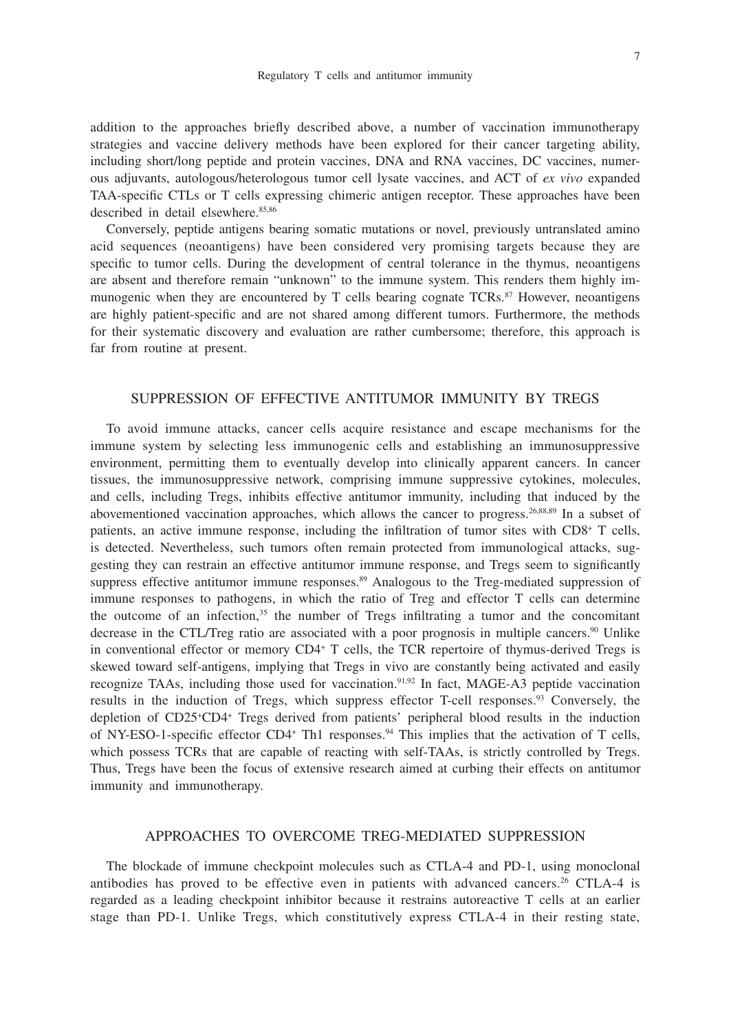addition to the approaches briefly described above, a number of vaccination immunotherapy strategies and vaccine delivery methods have been explored for their cancer targeting ability, including short/long peptide and protein vaccines, DNA and RNA vaccines, DC vaccines, numerous adjuvants, autologous/heterologous tumor cell lysate vaccines, and ACT of *ex vivo* expanded TAA-specific CTLs or T cells expressing chimeric antigen receptor. These approaches have been described in detail elsewhere.[85,86]

Conversely, peptide antigens bearing somatic mutations or novel, previously untranslated amino acid sequences (neoantigens) have been considered very promising targets because they are specific to tumor cells. During the development of central tolerance in the thymus, neoantigens are absent and therefore remain "unknown" to the immune system. This renders them highly immunogenic when they are encountered by T cells bearing cognate TCRs.[87] However, neoantigens are highly patient-specific and are not shared among different tumors. Furthermore, the methods for their systematic discovery and evaluation are rather cumbersome; therefore, this approach is far from routine at present.

## SUPPRESSION OF EFFECTIVE ANTITUMOR IMMUNITY BY TREGS

To avoid immune attacks, cancer cells acquire resistance and escape mechanisms for the immune system by selecting less immunogenic cells and establishing an immunosuppressive environment, permitting them to eventually develop into clinically apparent cancers. In cancer tissues, the immunosuppressive network, comprising immune suppressive cytokines, molecules, and cells, including Tregs, inhibits effective antitumor immunity, including that induced by the abovementioned vaccination approaches, which allows the cancer to progress.[26,88,89] In a subset of patients, an active immune response, including the infiltration of tumor sites with CD8$^+$ T cells, is detected. Nevertheless, such tumors often remain protected from immunological attacks, suggesting they can restrain an effective antitumor immune response, and Tregs seem to significantly suppress effective antitumor immune responses.[89] Analogous to the Treg-mediated suppression of immune responses to pathogens, in which the ratio of Treg and effector T cells can determine the outcome of an infection,[35] the number of Tregs infiltrating a tumor and the concomitant decrease in the CTL/Treg ratio are associated with a poor prognosis in multiple cancers.[90] Unlike in conventional effector or memory CD4$^+$ T cells, the TCR repertoire of thymus-derived Tregs is skewed toward self-antigens, implying that Tregs in vivo are constantly being activated and easily recognize TAAs, including those used for vaccination.[91,92] In fact, MAGE-A3 peptide vaccination results in the induction of Tregs, which suppress effector T-cell responses.[93] Conversely, the depletion of CD25$^+$CD4$^+$ Tregs derived from patients' peripheral blood results in the induction of NY-ESO-1-specific effector CD4$^+$ Th1 responses.[94] This implies that the activation of T cells, which possess TCRs that are capable of reacting with self-TAAs, is strictly controlled by Tregs. Thus, Tregs have been the focus of extensive research aimed at curbing their effects on antitumor immunity and immunotherapy.

## APPROACHES TO OVERCOME TREG-MEDIATED SUPPRESSION

The blockade of immune checkpoint molecules such as CTLA-4 and PD-1, using monoclonal antibodies has proved to be effective even in patients with advanced cancers.[26] CTLA-4 is regarded as a leading checkpoint inhibitor because it restrains autoreactive T cells at an earlier stage than PD-1. Unlike Tregs, which constitutively express CTLA-4 in their resting state,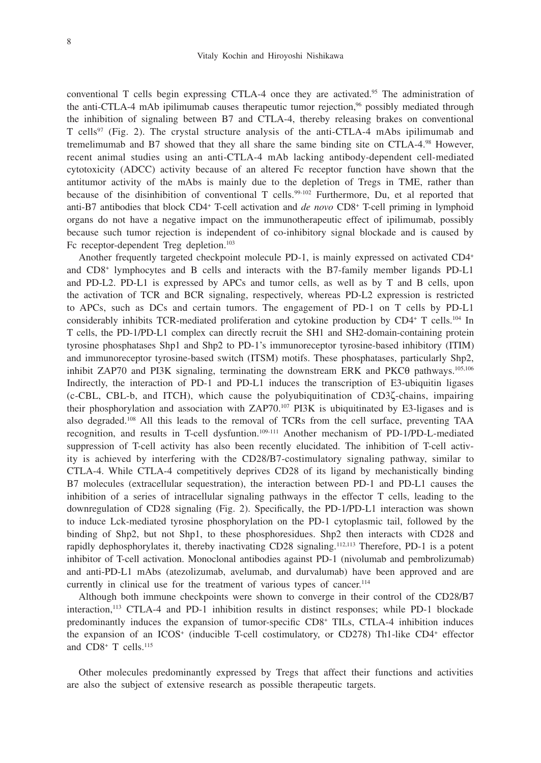conventional T cells begin expressing CTLA-4 once they are activated.[95] The administration of the anti-CTLA-4 mAb ipilimumab causes therapeutic tumor rejection,[96] possibly mediated through the inhibition of signaling between B7 and CTLA-4, thereby releasing brakes on conventional T cells[97] (Fig. 2). The crystal structure analysis of the anti-CTLA-4 mAbs ipilimumab and tremelimumab and B7 showed that they all share the same binding site on CTLA-4.[98] However, recent animal studies using an anti-CTLA-4 mAb lacking antibody-dependent cell-mediated cytotoxicity (ADCC) activity because of an altered Fc receptor function have shown that the antitumor activity of the mAbs is mainly due to the depletion of Tregs in TME, rather than because of the disinhibition of conventional T cells.[99-102] Furthermore, Du, et al reported that anti-B7 antibodies that block CD4+ T-cell activation and *de novo* CD8+ T-cell priming in lymphoid organs do not have a negative impact on the immunotherapeutic effect of ipilimumab, possibly because such tumor rejection is independent of co-inhibitory signal blockade and is caused by Fc receptor-dependent Treg depletion.[103]

Another frequently targeted checkpoint molecule PD-1, is mainly expressed on activated CD4+ and CD8+ lymphocytes and B cells and interacts with the B7-family member ligands PD-L1 and PD-L2. PD-L1 is expressed by APCs and tumor cells, as well as by T and B cells, upon the activation of TCR and BCR signaling, respectively, whereas PD-L2 expression is restricted to APCs, such as DCs and certain tumors. The engagement of PD-1 on T cells by PD-L1 considerably inhibits TCR-mediated proliferation and cytokine production by CD4+ T cells.[104] In T cells, the PD-1/PD-L1 complex can directly recruit the SH1 and SH2-domain-containing protein tyrosine phosphatases Shp1 and Shp2 to PD-1's immunoreceptor tyrosine-based inhibitory (ITIM) and immunoreceptor tyrosine-based switch (ITSM) motifs. These phosphatases, particularly Shp2, inhibit ZAP70 and PI3K signaling, terminating the downstream ERK and PKCθ pathways.[105,106] Indirectly, the interaction of PD-1 and PD-L1 induces the transcription of E3-ubiquitin ligases (c-CBL, CBL-b, and ITCH), which cause the polyubiquitination of CD3ζ-chains, impairing their phosphorylation and association with ZAP70.[107] PI3K is ubiquitinated by E3-ligases and is also degraded.[108] All this leads to the removal of TCRs from the cell surface, preventing TAA recognition, and results in T-cell dysfuntion.[109-111] Another mechanism of PD-1/PD-L-mediated suppression of T-cell activity has also been recently elucidated. The inhibition of T-cell activity is achieved by interfering with the CD28/B7-costimulatory signaling pathway, similar to CTLA-4. While CTLA-4 competitively deprives CD28 of its ligand by mechanistically binding B7 molecules (extracellular sequestration), the interaction between PD-1 and PD-L1 causes the inhibition of a series of intracellular signaling pathways in the effector T cells, leading to the downregulation of CD28 signaling (Fig. 2). Specifically, the PD-1/PD-L1 interaction was shown to induce Lck-mediated tyrosine phosphorylation on the PD-1 cytoplasmic tail, followed by the binding of Shp2, but not Shp1, to these phosphoresidues. Shp2 then interacts with CD28 and rapidly dephosphorylates it, thereby inactivating CD28 signaling.[112,113] Therefore, PD-1 is a potent inhibitor of T-cell activation. Monoclonal antibodies against PD-1 (nivolumab and pembrolizumab) and anti-PD-L1 mAbs (atezolizumab, avelumab, and durvalumab) have been approved and are currently in clinical use for the treatment of various types of cancer.[114]

Although both immune checkpoints were shown to converge in their control of the CD28/B7 interaction,[113] CTLA-4 and PD-1 inhibition results in distinct responses; while PD-1 blockade predominantly induces the expansion of tumor-specific CD8+ TILs, CTLA-4 inhibition induces the expansion of an ICOS+ (inducible T-cell costimulatory, or CD278) Th1-like CD4+ effector and CD8+ T cells.[115]

Other molecules predominantly expressed by Tregs that affect their functions and activities are also the subject of extensive research as possible therapeutic targets.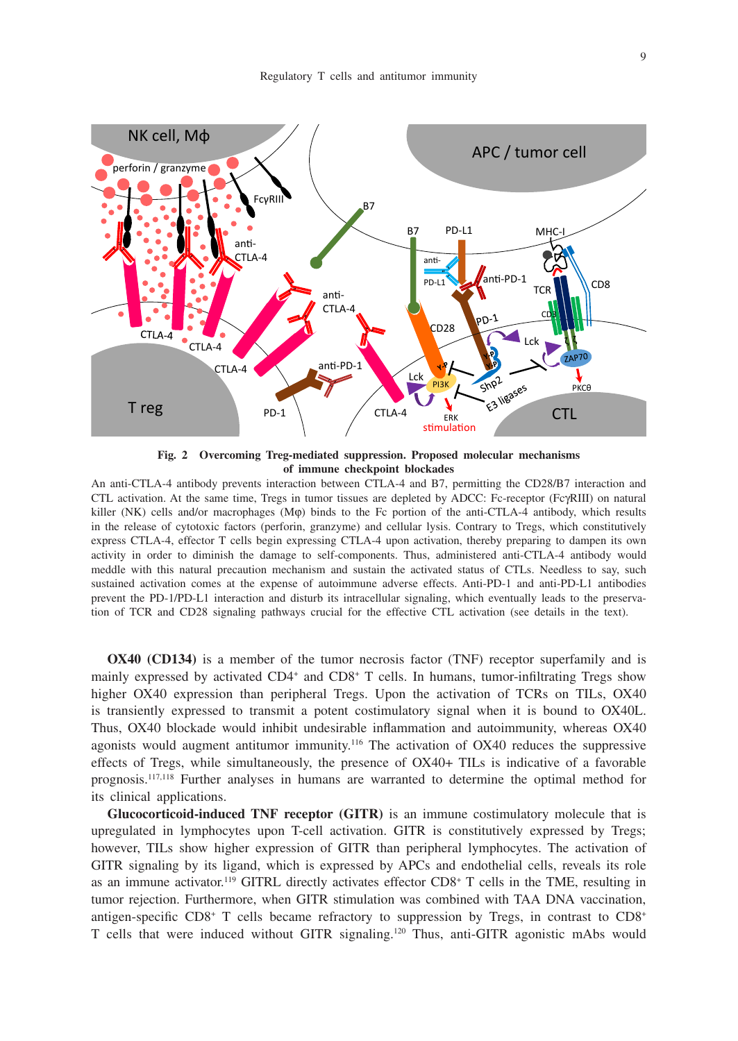**Fig. 2 Overcoming Treg-mediated suppression. Proposed molecular mechanisms of immune checkpoint blockades**

An anti-CTLA-4 antibody prevents interaction between CTLA-4 and B7, permitting the CD28/B7 interaction and CTL activation. At the same time, Tregs in tumor tissues are depleted by ADCC: Fc-receptor (FcγRIII) on natural killer (NK) cells and/or macrophages (Mφ) binds to the Fc portion of the anti-CTLA-4 antibody, which results in the release of cytotoxic factors (perforin, granzyme) and cellular lysis. Contrary to Tregs, which constitutively express CTLA-4, effector T cells begin expressing CTLA-4 upon activation, thereby preparing to dampen its own activity in order to diminish the damage to self-components. Thus, administered anti-CTLA-4 antibody would meddle with this natural precaution mechanism and sustain the activated status of CTLs. Needless to say, such sustained activation comes at the expense of autoimmune adverse effects. Anti-PD-1 and anti-PD-L1 antibodies prevent the PD-1/PD-L1 interaction and disturb its intracellular signaling, which eventually leads to the preservation of TCR and CD28 signaling pathways crucial for the effective CTL activation (see details in the text).

**OX40 (CD134)** is a member of the tumor necrosis factor (TNF) receptor superfamily and is mainly expressed by activated CD4$^+$ and CD8$^+$ T cells. In humans, tumor-infiltrating Tregs show higher OX40 expression than peripheral Tregs. Upon the activation of TCRs on TILs, OX40 is transiently expressed to transmit a potent costimulatory signal when it is bound to OX40L. Thus, OX40 blockade would inhibit undesirable inflammation and autoimmunity, whereas OX40 agonists would augment antitumor immunity.[116] The activation of OX40 reduces the suppressive effects of Tregs, while simultaneously, the presence of OX40+ TILs is indicative of a favorable prognosis.[117,118] Further analyses in humans are warranted to determine the optimal method for its clinical applications.

**Glucocorticoid-induced TNF receptor (GITR)** is an immune costimulatory molecule that is upregulated in lymphocytes upon T-cell activation. GITR is constitutively expressed by Tregs; however, TILs show higher expression of GITR than peripheral lymphocytes. The activation of GITR signaling by its ligand, which is expressed by APCs and endothelial cells, reveals its role as an immune activator.[119] GITRL directly activates effector CD8$^+$ T cells in the TME, resulting in tumor rejection. Furthermore, when GITR stimulation was combined with TAA DNA vaccination, antigen-specific CD8$^+$ T cells became refractory to suppression by Tregs, in contrast to CD8$^+$ T cells that were induced without GITR signaling.[120] Thus, anti-GITR agonistic mAbs would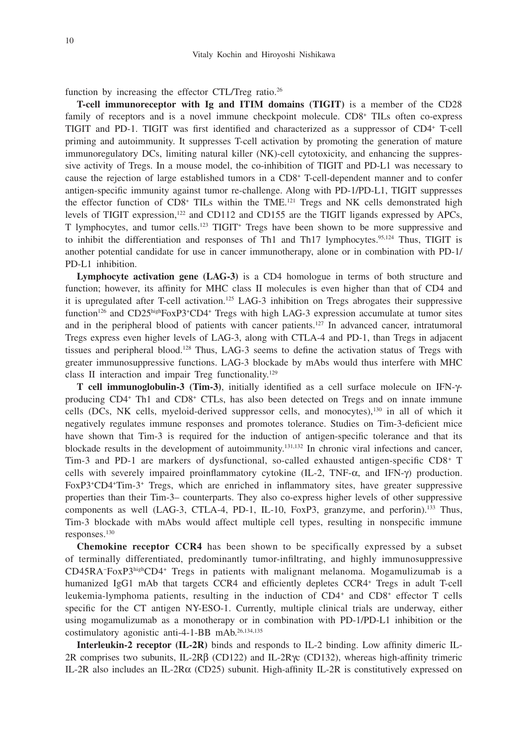function by increasing the effector CTL/Treg ratio.[26]

**T-cell immunoreceptor with Ig and ITIM domains (TIGIT)** is a member of the CD28 family of receptors and is a novel immune checkpoint molecule. $CD8^+$ TILs often co-express TIGIT and PD-1. TIGIT was first identified and characterized as a suppressor of $CD4^+$ T-cell priming and autoimmunity. It suppresses T-cell activation by promoting the generation of mature immunoregulatory DCs, limiting natural killer (NK)-cell cytotoxicity, and enhancing the suppressive activity of Tregs. In a mouse model, the co-inhibition of TIGIT and PD-L1 was necessary to cause the rejection of large established tumors in a $CD8^+$ T-cell-dependent manner and to confer antigen-specific immunity against tumor re-challenge. Along with PD-1/PD-L1, TIGIT suppresses the effector function of $CD8^+$ TILs within the TME.[121] Tregs and NK cells demonstrated high levels of TIGIT expression,[122] and CD112 and CD155 are the TIGIT ligands expressed by APCs, T lymphocytes, and tumor cells.[123] $TIGIT^+$ Tregs have been shown to be more suppressive and to inhibit the differentiation and responses of Th1 and Th17 lymphocytes.[95,124] Thus, TIGIT is another potential candidate for use in cancer immunotherapy, alone or in combination with PD-1/PD-L1 inhibition.

**Lymphocyte activation gene (LAG-3)** is a CD4 homologue in terms of both structure and function; however, its affinity for MHC class II molecules is even higher than that of CD4 and it is upregulated after T-cell activation.[125] LAG-3 inhibition on Tregs abrogates their suppressive function[126] and $CD25^{high}FoxP3^+CD4^+$ Tregs with high LAG-3 expression accumulate at tumor sites and in the peripheral blood of patients with cancer patients.[127] In advanced cancer, intratumoral Tregs express even higher levels of LAG-3, along with CTLA-4 and PD-1, than Tregs in adjacent tissues and peripheral blood.[128] Thus, LAG-3 seems to define the activation status of Tregs with greater immunosuppressive functions. LAG-3 blockade by mAbs would thus interfere with MHC class II interaction and impair Treg functionality.[129]

**T cell immunoglobulin-3 (Tim-3)**, initially identified as a cell surface molecule on IFN-γ-producing $CD4^+$ Th1 and $CD8^+$ CTLs, has also been detected on Tregs and on innate immune cells (DCs, NK cells, myeloid-derived suppressor cells, and monocytes),[130] in all of which it negatively regulates immune responses and promotes tolerance. Studies on Tim-3-deficient mice have shown that Tim-3 is required for the induction of antigen-specific tolerance and that its blockade results in the development of autoimmunity.[131,132] In chronic viral infections and cancer, Tim-3 and PD-1 are markers of dysfunctional, so-called exhausted antigen-specific $CD8^+$ T cells with severely impaired proinflammatory cytokine (IL-2, TNF-α, and IFN-γ) production. $FoxP3^+CD4^+Tim\text{-}3^+$ Tregs, which are enriched in inflammatory sites, have greater suppressive properties than their Tim-3– counterparts. They also co-express higher levels of other suppressive components as well (LAG-3, CTLA-4, PD-1, IL-10, FoxP3, granzyme, and perforin).[133] Thus, Tim-3 blockade with mAbs would affect multiple cell types, resulting in nonspecific immune responses.[130]

**Chemokine receptor CCR4** has been shown to be specifically expressed by a subset of terminally differentiated, predominantly tumor-infiltrating, and highly immunosuppressive $CD45RA^-FoxP3^{high}CD4^+$ Tregs in patients with malignant melanoma. Mogamulizumab is a humanized IgG1 mAb that targets CCR4 and efficiently depletes $CCR4^+$ Tregs in adult T-cell leukemia-lymphoma patients, resulting in the induction of $CD4^+$ and $CD8^+$ effector T cells specific for the CT antigen NY-ESO-1. Currently, multiple clinical trials are underway, either using mogamulizumab as a monotherapy or in combination with PD-1/PD-L1 inhibition or the costimulatory agonistic anti-4-1-BB mAb.[26,134,135]

**Interleukin-2 receptor (IL-2R)** binds and responds to IL-2 binding. Low affinity dimeric IL-2R comprises two subunits, IL-2Rβ (CD122) and IL-2Rγc (CD132), whereas high-affinity trimeric IL-2R also includes an IL-2Rα (CD25) subunit. High-affinity IL-2R is constitutively expressed on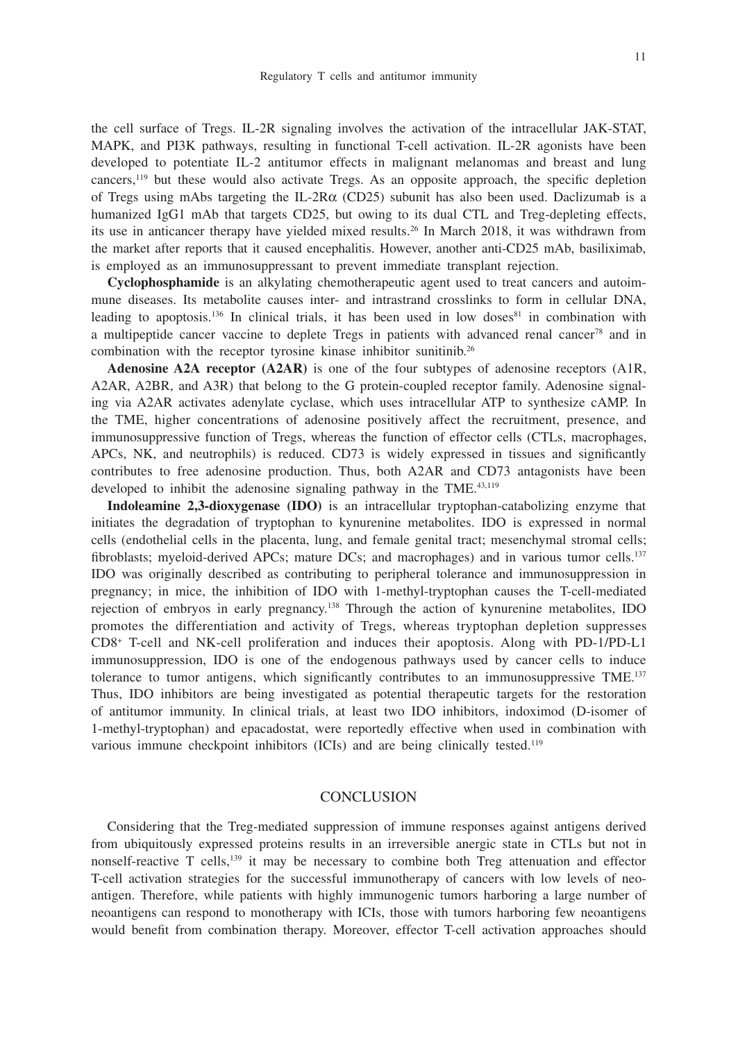the cell surface of Tregs. IL-2R signaling involves the activation of the intracellular JAK-STAT, MAPK, and PI3K pathways, resulting in functional T-cell activation. IL-2R agonists have been developed to potentiate IL-2 antitumor effects in malignant melanomas and breast and lung cancers,[119] but these would also activate Tregs. As an opposite approach, the specific depletion of Tregs using mAbs targeting the IL-2Rα (CD25) subunit has also been used. Daclizumab is a humanized IgG1 mAb that targets CD25, but owing to its dual CTL and Treg-depleting effects, its use in anticancer therapy have yielded mixed results.[26] In March 2018, it was withdrawn from the market after reports that it caused encephalitis. However, another anti-CD25 mAb, basiliximab, is employed as an immunosuppressant to prevent immediate transplant rejection.

**Cyclophosphamide** is an alkylating chemotherapeutic agent used to treat cancers and autoimmune diseases. Its metabolite causes inter- and intrastrand crosslinks to form in cellular DNA, leading to apoptosis.[136] In clinical trials, it has been used in low doses[81] in combination with a multipeptide cancer vaccine to deplete Tregs in patients with advanced renal cancer[78] and in combination with the receptor tyrosine kinase inhibitor sunitinib.[26]

**Adenosine A2A receptor (A2AR)** is one of the four subtypes of adenosine receptors (A1R, A2AR, A2BR, and A3R) that belong to the G protein-coupled receptor family. Adenosine signaling via A2AR activates adenylate cyclase, which uses intracellular ATP to synthesize cAMP. In the TME, higher concentrations of adenosine positively affect the recruitment, presence, and immunosuppressive function of Tregs, whereas the function of effector cells (CTLs, macrophages, APCs, NK, and neutrophils) is reduced. CD73 is widely expressed in tissues and significantly contributes to free adenosine production. Thus, both A2AR and CD73 antagonists have been developed to inhibit the adenosine signaling pathway in the TME.[43,119]

**Indoleamine 2,3-dioxygenase (IDO)** is an intracellular tryptophan-catabolizing enzyme that initiates the degradation of tryptophan to kynurenine metabolites. IDO is expressed in normal cells (endothelial cells in the placenta, lung, and female genital tract; mesenchymal stromal cells; fibroblasts; myeloid-derived APCs; mature DCs; and macrophages) and in various tumor cells.[137] IDO was originally described as contributing to peripheral tolerance and immunosuppression in pregnancy; in mice, the inhibition of IDO with 1-methyl-tryptophan causes the T-cell-mediated rejection of embryos in early pregnancy.[138] Through the action of kynurenine metabolites, IDO promotes the differentiation and activity of Tregs, whereas tryptophan depletion suppresses $CD8^+$ T-cell and NK-cell proliferation and induces their apoptosis. Along with PD-1/PD-L1 immunosuppression, IDO is one of the endogenous pathways used by cancer cells to induce tolerance to tumor antigens, which significantly contributes to an immunosuppressive TME.[137] Thus, IDO inhibitors are being investigated as potential therapeutic targets for the restoration of antitumor immunity. In clinical trials, at least two IDO inhibitors, indoximod (D-isomer of 1-methyl-tryptophan) and epacadostat, were reportedly effective when used in combination with various immune checkpoint inhibitors (ICIs) and are being clinically tested.[119]

## CONCLUSION

Considering that the Treg-mediated suppression of immune responses against antigens derived from ubiquitously expressed proteins results in an irreversible anergic state in CTLs but not in nonself-reactive T cells,[139] it may be necessary to combine both Treg attenuation and effector T-cell activation strategies for the successful immunotherapy of cancers with low levels of neoantigen. Therefore, while patients with highly immunogenic tumors harboring a large number of neoantigens can respond to monotherapy with ICIs, those with tumors harboring few neoantigens would benefit from combination therapy. Moreover, effector T-cell activation approaches should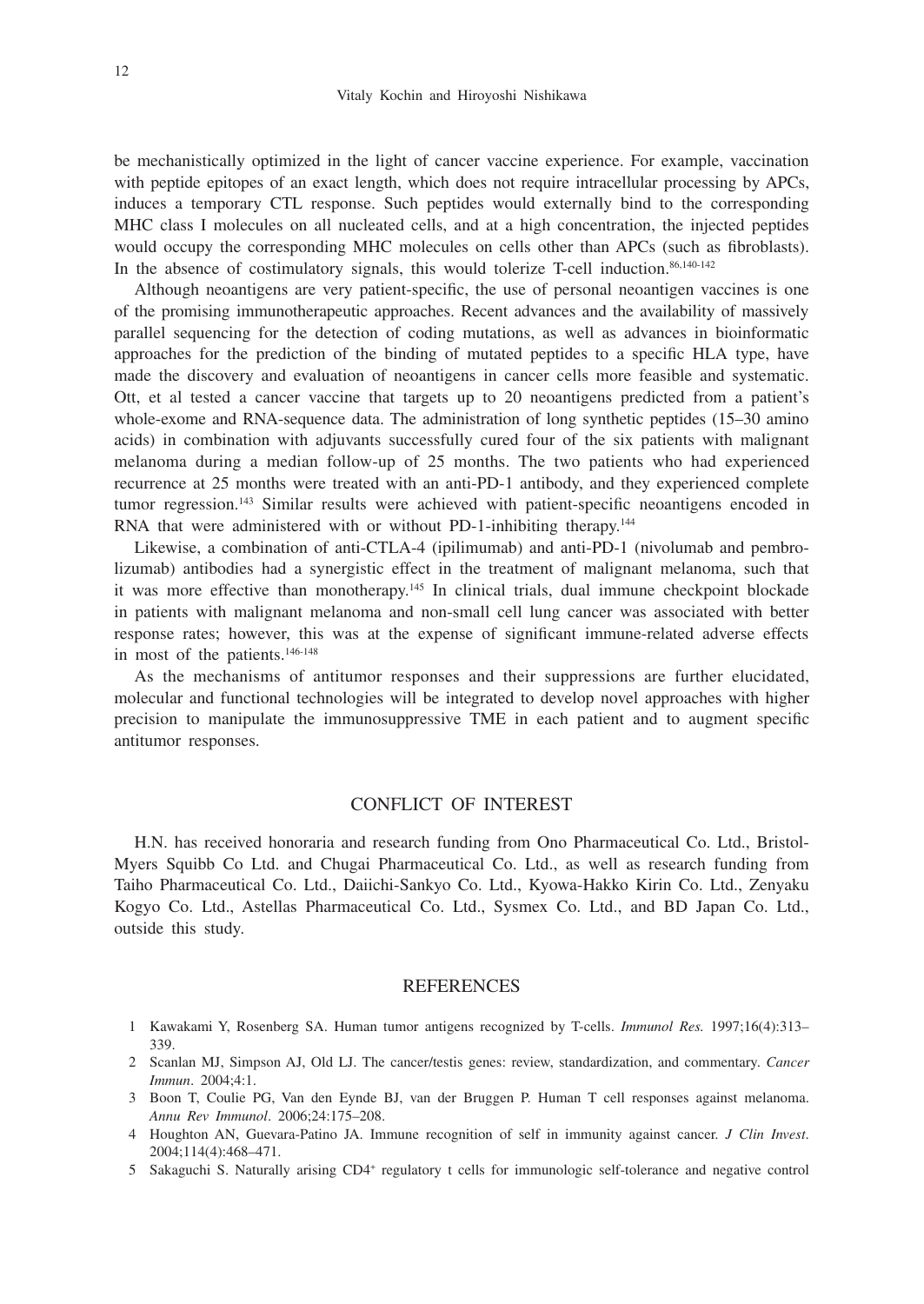be mechanistically optimized in the light of cancer vaccine experience. For example, vaccination with peptide epitopes of an exact length, which does not require intracellular processing by APCs, induces a temporary CTL response. Such peptides would externally bind to the corresponding MHC class I molecules on all nucleated cells, and at a high concentration, the injected peptides would occupy the corresponding MHC molecules on cells other than APCs (such as fibroblasts). In the absence of costimulatory signals, this would tolerize T-cell induction.[86,140-142]

Although neoantigens are very patient-specific, the use of personal neoantigen vaccines is one of the promising immunotherapeutic approaches. Recent advances and the availability of massively parallel sequencing for the detection of coding mutations, as well as advances in bioinformatic approaches for the prediction of the binding of mutated peptides to a specific HLA type, have made the discovery and evaluation of neoantigens in cancer cells more feasible and systematic. Ott, et al tested a cancer vaccine that targets up to 20 neoantigens predicted from a patient's whole-exome and RNA-sequence data. The administration of long synthetic peptides (15–30 amino acids) in combination with adjuvants successfully cured four of the six patients with malignant melanoma during a median follow-up of 25 months. The two patients who had experienced recurrence at 25 months were treated with an anti-PD-1 antibody, and they experienced complete tumor regression.[143] Similar results were achieved with patient-specific neoantigens encoded in RNA that were administered with or without PD-1-inhibiting therapy.[144]

Likewise, a combination of anti-CTLA-4 (ipilimumab) and anti-PD-1 (nivolumab and pembrolizumab) antibodies had a synergistic effect in the treatment of malignant melanoma, such that it was more effective than monotherapy.[145] In clinical trials, dual immune checkpoint blockade in patients with malignant melanoma and non-small cell lung cancer was associated with better response rates; however, this was at the expense of significant immune-related adverse effects in most of the patients.[146-148]

As the mechanisms of antitumor responses and their suppressions are further elucidated, molecular and functional technologies will be integrated to develop novel approaches with higher precision to manipulate the immunosuppressive TME in each patient and to augment specific antitumor responses.

## CONFLICT OF INTEREST

H.N. has received honoraria and research funding from Ono Pharmaceutical Co. Ltd., Bristol-Myers Squibb Co Ltd. and Chugai Pharmaceutical Co. Ltd., as well as research funding from Taiho Pharmaceutical Co. Ltd., Daiichi-Sankyo Co. Ltd., Kyowa-Hakko Kirin Co. Ltd., Zenyaku Kogyo Co. Ltd., Astellas Pharmaceutical Co. Ltd., Sysmex Co. Ltd., and BD Japan Co. Ltd., outside this study.

## REFERENCES

1. Kawakami Y, Rosenberg SA. Human tumor antigens recognized by T-cells. *Immunol Res.* 1997;16(4):313–339.
2. Scanlan MJ, Simpson AJ, Old LJ. The cancer/testis genes: review, standardization, and commentary. *Cancer Immun*. 2004;4:1.
3. Boon T, Coulie PG, Van den Eynde BJ, van der Bruggen P. Human T cell responses against melanoma. *Annu Rev Immunol*. 2006;24:175–208.
4. Houghton AN, Guevara-Patino JA. Immune recognition of self in immunity against cancer. *J Clin Invest*. 2004;114(4):468–471.
5. Sakaguchi S. Naturally arising CD4+ regulatory t cells for immunologic self-tolerance and negative control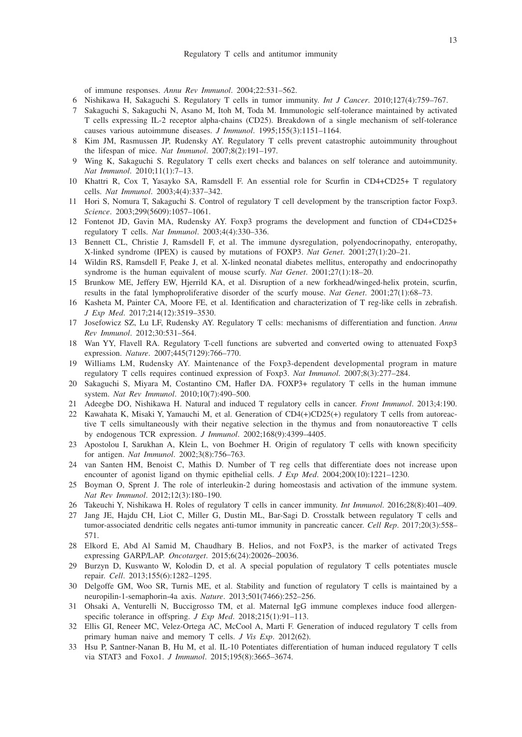of immune responses. *Annu Rev Immunol*. 2004;22:531–562.

6 Nishikawa H, Sakaguchi S. Regulatory T cells in tumor immunity. *Int J Cancer*. 2010;127(4):759–767.

7 Sakaguchi S, Sakaguchi N, Asano M, Itoh M, Toda M. Immunologic self-tolerance maintained by activated T cells expressing IL-2 receptor alpha-chains (CD25). Breakdown of a single mechanism of self-tolerance causes various autoimmune diseases. *J Immunol*. 1995;155(3):1151–1164.

8 Kim JM, Rasmussen JP, Rudensky AY. Regulatory T cells prevent catastrophic autoimmunity throughout the lifespan of mice. *Nat Immunol*. 2007;8(2):191–197.

9 Wing K, Sakaguchi S. Regulatory T cells exert checks and balances on self tolerance and autoimmunity. *Nat Immunol*. 2010;11(1):7–13.

10 Khattri R, Cox T, Yasayko SA, Ramsdell F. An essential role for Scurfin in CD4+CD25+ T regulatory cells. *Nat Immunol*. 2003;4(4):337–342.

11 Hori S, Nomura T, Sakaguchi S. Control of regulatory T cell development by the transcription factor Foxp3. *Science*. 2003;299(5609):1057–1061.

12 Fontenot JD, Gavin MA, Rudensky AY. Foxp3 programs the development and function of CD4+CD25+ regulatory T cells. *Nat Immunol*. 2003;4(4):330–336.

13 Bennett CL, Christie J, Ramsdell F, et al. The immune dysregulation, polyendocrinopathy, enteropathy, X-linked syndrome (IPEX) is caused by mutations of FOXP3. *Nat Genet*. 2001;27(1):20–21.

14 Wildin RS, Ramsdell F, Peake J, et al. X-linked neonatal diabetes mellitus, enteropathy and endocrinopathy syndrome is the human equivalent of mouse scurfy. *Nat Genet*. 2001;27(1):18–20.

15 Brunkow ME, Jeffery EW, Hjerrild KA, et al. Disruption of a new forkhead/winged-helix protein, scurfin, results in the fatal lymphoproliferative disorder of the scurfy mouse. *Nat Genet*. 2001;27(1):68–73.

16 Kasheta M, Painter CA, Moore FE, et al. Identification and characterization of T reg-like cells in zebrafish. *J Exp Med*. 2017;214(12):3519–3530.

17 Josefowicz SZ, Lu LF, Rudensky AY. Regulatory T cells: mechanisms of differentiation and function. *Annu Rev Immunol*. 2012;30:531–564.

18 Wan YY, Flavell RA. Regulatory T-cell functions are subverted and converted owing to attenuated Foxp3 expression. *Nature*. 2007;445(7129):766–770.

19 Williams LM, Rudensky AY. Maintenance of the Foxp3-dependent developmental program in mature regulatory T cells requires continued expression of Foxp3. *Nat Immunol*. 2007;8(3):277–284.

20 Sakaguchi S, Miyara M, Costantino CM, Hafler DA. FOXP3+ regulatory T cells in the human immune system. *Nat Rev Immunol*. 2010;10(7):490–500.

21 Adeegbe DO, Nishikawa H. Natural and induced T regulatory cells in cancer. *Front Immunol*. 2013;4:190.

22 Kawahata K, Misaki Y, Yamauchi M, et al. Generation of CD4(+)CD25(+) regulatory T cells from autoreactive T cells simultaneously with their negative selection in the thymus and from nonautoreactive T cells by endogenous TCR expression. *J Immunol*. 2002;168(9):4399–4405.

23 Apostolou I, Sarukhan A, Klein L, von Boehmer H. Origin of regulatory T cells with known specificity for antigen. *Nat Immunol*. 2002;3(8):756–763.

24 van Santen HM, Benoist C, Mathis D. Number of T reg cells that differentiate does not increase upon encounter of agonist ligand on thymic epithelial cells. *J Exp Med*. 2004;200(10):1221–1230.

25 Boyman O, Sprent J. The role of interleukin-2 during homeostasis and activation of the immune system. *Nat Rev Immunol*. 2012;12(3):180–190.

26 Takeuchi Y, Nishikawa H. Roles of regulatory T cells in cancer immunity. *Int Immunol*. 2016;28(8):401–409.

27 Jang JE, Hajdu CH, Liot C, Miller G, Dustin ML, Bar-Sagi D. Crosstalk between regulatory T cells and tumor-associated dendritic cells negates anti-tumor immunity in pancreatic cancer. *Cell Rep*. 2017;20(3):558–571.

28 Elkord E, Abd Al Samid M, Chaudhary B. Helios, and not FoxP3, is the marker of activated Tregs expressing GARP/LAP. *Oncotarget*. 2015;6(24):20026–20036.

29 Burzyn D, Kuswanto W, Kolodin D, et al. A special population of regulatory T cells potentiates muscle repair. *Cell*. 2013;155(6):1282–1295.

30 Delgoffe GM, Woo SR, Turnis ME, et al. Stability and function of regulatory T cells is maintained by a neuropilin-1-semaphorin-4a axis. *Nature*. 2013;501(7466):252–256.

31 Ohsaki A, Venturelli N, Buccigrosso TM, et al. Maternal IgG immune complexes induce food allergen-specific tolerance in offspring. *J Exp Med*. 2018;215(1):91–113.

32 Ellis GI, Reneer MC, Velez-Ortega AC, McCool A, Marti F. Generation of induced regulatory T cells from primary human naive and memory T cells. *J Vis Exp*. 2012(62).

33 Hsu P, Santner-Nanan B, Hu M, et al. IL-10 Potentiates differentiation of human induced regulatory T cells via STAT3 and Foxo1. *J Immunol*. 2015;195(8):3665–3674.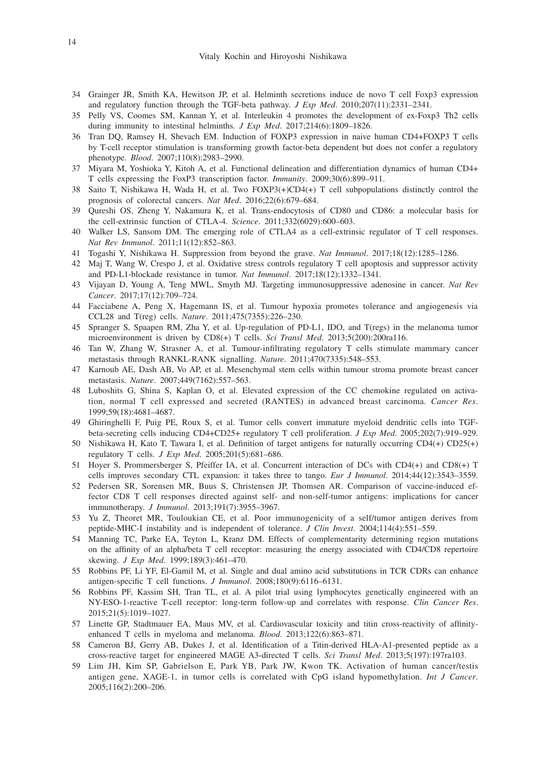34 Grainger JR, Smith KA, Hewitson JP, et al. Helminth secretions induce de novo T cell Foxp3 expression and regulatory function through the TGF-beta pathway. *J Exp Med*. 2010;207(11):2331–2341.

35 Pelly VS, Coomes SM, Kannan Y, et al. Interleukin 4 promotes the development of ex-Foxp3 Th2 cells during immunity to intestinal helminths. *J Exp Med*. 2017;214(6):1809–1826.

36 Tran DQ, Ramsey H, Shevach EM. Induction of FOXP3 expression in naive human CD4+FOXP3 T cells by T-cell receptor stimulation is transforming growth factor-beta dependent but does not confer a regulatory phenotype. *Blood*. 2007;110(8):2983–2990.

37 Miyara M, Yoshioka Y, Kitoh A, et al. Functional delineation and differentiation dynamics of human CD4+ T cells expressing the FoxP3 transcription factor. *Immunity*. 2009;30(6):899–911.

38 Saito T, Nishikawa H, Wada H, et al. Two FOXP3(+)CD4(+) T cell subpopulations distinctly control the prognosis of colorectal cancers. *Nat Med*. 2016;22(6):679–684.

39 Qureshi OS, Zheng Y, Nakamura K, et al. Trans-endocytosis of CD80 and CD86: a molecular basis for the cell-extrinsic function of CTLA-4. *Science*. 2011;332(6029):600–603.

40 Walker LS, Sansom DM. The emerging role of CTLA4 as a cell-extrinsic regulator of T cell responses. *Nat Rev Immunol*. 2011;11(12):852–863.

41 Togashi Y, Nishikawa H. Suppression from beyond the grave. *Nat Immunol*. 2017;18(12):1285–1286.

42 Maj T, Wang W, Crespo J, et al. Oxidative stress controls regulatory T cell apoptosis and suppressor activity and PD-L1-blockade resistance in tumor. *Nat Immunol*. 2017;18(12):1332–1341.

43 Vijayan D, Young A, Teng MWL, Smyth MJ. Targeting immunosuppressive adenosine in cancer. *Nat Rev Cancer*. 2017;17(12):709–724.

44 Facciabene A, Peng X, Hagemann IS, et al. Tumour hypoxia promotes tolerance and angiogenesis via CCL28 and T(reg) cells. *Nature*. 2011;475(7355):226–230.

45 Spranger S, Spaapen RM, Zha Y, et al. Up-regulation of PD-L1, IDO, and T(regs) in the melanoma tumor microenvironment is driven by CD8(+) T cells. *Sci Transl Med*. 2013;5(200):200ra116.

46 Tan W, Zhang W, Strasner A, et al. Tumour-infiltrating regulatory T cells stimulate mammary cancer metastasis through RANKL-RANK signalling. *Nature*. 2011;470(7335):548–553.

47 Karnoub AE, Dash AB, Vo AP, et al. Mesenchymal stem cells within tumour stroma promote breast cancer metastasis. *Nature*. 2007;449(7162):557–563.

48 Luboshits G, Shina S, Kaplan O, et al. Elevated expression of the CC chemokine regulated on activation, normal T cell expressed and secreted (RANTES) in advanced breast carcinoma. *Cancer Res*. 1999;59(18):4681–4687.

49 Ghiringhelli F, Puig PE, Roux S, et al. Tumor cells convert immature myeloid dendritic cells into TGF-beta-secreting cells inducing CD4+CD25+ regulatory T cell proliferation. *J Exp Med*. 2005;202(7):919–929.

50 Nishikawa H, Kato T, Tawara I, et al. Definition of target antigens for naturally occurring CD4(+) CD25(+) regulatory T cells. *J Exp Med*. 2005;201(5):681–686.

51 Hoyer S, Prommersberger S, Pfeiffer IA, et al. Concurrent interaction of DCs with CD4(+) and CD8(+) T cells improves secondary CTL expansion: it takes three to tango. *Eur J Immunol*. 2014;44(12):3543–3559.

52 Pedersen SR, Sorensen MR, Buus S, Christensen JP, Thomsen AR. Comparison of vaccine-induced effector CD8 T cell responses directed against self- and non-self-tumor antigens: implications for cancer immunotherapy. *J Immunol*. 2013;191(7):3955–3967.

53 Yu Z, Theoret MR, Touloukian CE, et al. Poor immunogenicity of a self/tumor antigen derives from peptide-MHC-I instability and is independent of tolerance. *J Clin Invest*. 2004;114(4):551–559.

54 Manning TC, Parke EA, Teyton L, Kranz DM. Effects of complementarity determining region mutations on the affinity of an alpha/beta T cell receptor: measuring the energy associated with CD4/CD8 repertoire skewing. *J Exp Med*. 1999;189(3):461–470.

55 Robbins PF, Li YF, El-Gamil M, et al. Single and dual amino acid substitutions in TCR CDRs can enhance antigen-specific T cell functions. *J Immunol*. 2008;180(9):6116–6131.

56 Robbins PF, Kassim SH, Tran TL, et al. A pilot trial using lymphocytes genetically engineered with an NY-ESO-1-reactive T-cell receptor: long-term follow-up and correlates with response. *Clin Cancer Res*. 2015;21(5):1019–1027.

57 Linette GP, Stadtmauer EA, Maus MV, et al. Cardiovascular toxicity and titin cross-reactivity of affinity-enhanced T cells in myeloma and melanoma. *Blood*. 2013;122(6):863–871.

58 Cameron BJ, Gerry AB, Dukes J, et al. Identification of a Titin-derived HLA-A1-presented peptide as a cross-reactive target for engineered MAGE A3-directed T cells. *Sci Transl Med*. 2013;5(197):197ra103.

59 Lim JH, Kim SP, Gabrielson E, Park YB, Park JW, Kwon TK. Activation of human cancer/testis antigen gene, XAGE-1, in tumor cells is correlated with CpG island hypomethylation. *Int J Cancer*. 2005;116(2):200–206.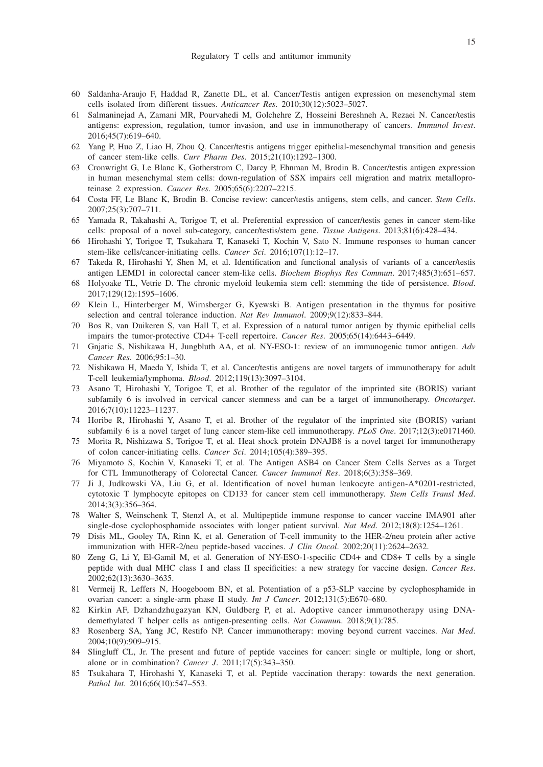60 Saldanha-Araujo F, Haddad R, Zanette DL, et al. Cancer/Testis antigen expression on mesenchymal stem cells isolated from different tissues. *Anticancer Res*. 2010;30(12):5023–5027.

61 Salmaninejad A, Zamani MR, Pourvahedi M, Golchehre Z, Hosseini Bereshneh A, Rezaei N. Cancer/testis antigens: expression, regulation, tumor invasion, and use in immunotherapy of cancers. *Immunol Invest*. 2016;45(7):619–640.

62 Yang P, Huo Z, Liao H, Zhou Q. Cancer/testis antigens trigger epithelial-mesenchymal transition and genesis of cancer stem-like cells. *Curr Pharm Des*. 2015;21(10):1292–1300.

63 Cronwright G, Le Blanc K, Gotherstrom C, Darcy P, Ehnman M, Brodin B. Cancer/testis antigen expression in human mesenchymal stem cells: down-regulation of SSX impairs cell migration and matrix metalloproteinase 2 expression. *Cancer Res*. 2005;65(6):2207–2215.

64 Costa FF, Le Blanc K, Brodin B. Concise review: cancer/testis antigens, stem cells, and cancer. *Stem Cells*. 2007;25(3):707–711.

65 Yamada R, Takahashi A, Torigoe T, et al. Preferential expression of cancer/testis genes in cancer stem-like cells: proposal of a novel sub-category, cancer/testis/stem gene. *Tissue Antigens*. 2013;81(6):428–434.

66 Hirohashi Y, Torigoe T, Tsukahara T, Kanaseki T, Kochin V, Sato N. Immune responses to human cancer stem-like cells/cancer-initiating cells. *Cancer Sci*. 2016;107(1):12–17.

67 Takeda R, Hirohashi Y, Shen M, et al. Identification and functional analysis of variants of a cancer/testis antigen LEMD1 in colorectal cancer stem-like cells. *Biochem Biophys Res Commun*. 2017;485(3):651–657.

68 Holyoake TL, Vetrie D. The chronic myeloid leukemia stem cell: stemming the tide of persistence. *Blood*. 2017;129(12):1595–1606.

69 Klein L, Hinterberger M, Wirnsberger G, Kyewski B. Antigen presentation in the thymus for positive selection and central tolerance induction. *Nat Rev Immunol*. 2009;9(12):833–844.

70 Bos R, van Duikeren S, van Hall T, et al. Expression of a natural tumor antigen by thymic epithelial cells impairs the tumor-protective CD4+ T-cell repertoire. *Cancer Res*. 2005;65(14):6443–6449.

71 Gnjatic S, Nishikawa H, Jungbluth AA, et al. NY-ESO-1: review of an immunogenic tumor antigen. *Adv Cancer Res*. 2006;95:1–30.

72 Nishikawa H, Maeda Y, Ishida T, et al. Cancer/testis antigens are novel targets of immunotherapy for adult T-cell leukemia/lymphoma. *Blood*. 2012;119(13):3097–3104.

73 Asano T, Hirohashi Y, Torigoe T, et al. Brother of the regulator of the imprinted site (BORIS) variant subfamily 6 is involved in cervical cancer stemness and can be a target of immunotherapy. *Oncotarget*. 2016;7(10):11223–11237.

74 Horibe R, Hirohashi Y, Asano T, et al. Brother of the regulator of the imprinted site (BORIS) variant subfamily 6 is a novel target of lung cancer stem-like cell immunotherapy. *PLoS One*. 2017;12(3):e0171460.

75 Morita R, Nishizawa S, Torigoe T, et al. Heat shock protein DNAJB8 is a novel target for immunotherapy of colon cancer-initiating cells. *Cancer Sci*. 2014;105(4):389–395.

76 Miyamoto S, Kochin V, Kanaseki T, et al. The Antigen ASB4 on Cancer Stem Cells Serves as a Target for CTL Immunotherapy of Colorectal Cancer. *Cancer Immunol Res*. 2018;6(3):358–369.

77 Ji J, Judkowski VA, Liu G, et al. Identification of novel human leukocyte antigen-A*0201-restricted, cytotoxic T lymphocyte epitopes on CD133 for cancer stem cell immunotherapy. *Stem Cells Transl Med*. 2014;3(3):356–364.

78 Walter S, Weinschenk T, Stenzl A, et al. Multipeptide immune response to cancer vaccine IMA901 after single-dose cyclophosphamide associates with longer patient survival. *Nat Med*. 2012;18(8):1254–1261.

79 Disis ML, Gooley TA, Rinn K, et al. Generation of T-cell immunity to the HER-2/neu protein after active immunization with HER-2/neu peptide-based vaccines. *J Clin Oncol*. 2002;20(11):2624–2632.

80 Zeng G, Li Y, El-Gamil M, et al. Generation of NY-ESO-1-specific CD4+ and CD8+ T cells by a single peptide with dual MHC class I and class II specificities: a new strategy for vaccine design. *Cancer Res*. 2002;62(13):3630–3635.

81 Vermeij R, Leffers N, Hoogeboom BN, et al. Potentiation of a p53-SLP vaccine by cyclophosphamide in ovarian cancer: a single-arm phase II study. *Int J Cancer*. 2012;131(5):E670–680.

82 Kirkin AF, Dzhandzhugazyan KN, Guldberg P, et al. Adoptive cancer immunotherapy using DNA-demethylated T helper cells as antigen-presenting cells. *Nat Commun*. 2018;9(1):785.

83 Rosenberg SA, Yang JC, Restifo NP. Cancer immunotherapy: moving beyond current vaccines. *Nat Med*. 2004;10(9):909–915.

84 Slingluff CL, Jr. The present and future of peptide vaccines for cancer: single or multiple, long or short, alone or in combination? *Cancer J*. 2011;17(5):343–350.

85 Tsukahara T, Hirohashi Y, Kanaseki T, et al. Peptide vaccination therapy: towards the next generation. *Pathol Int*. 2016;66(10):547–553.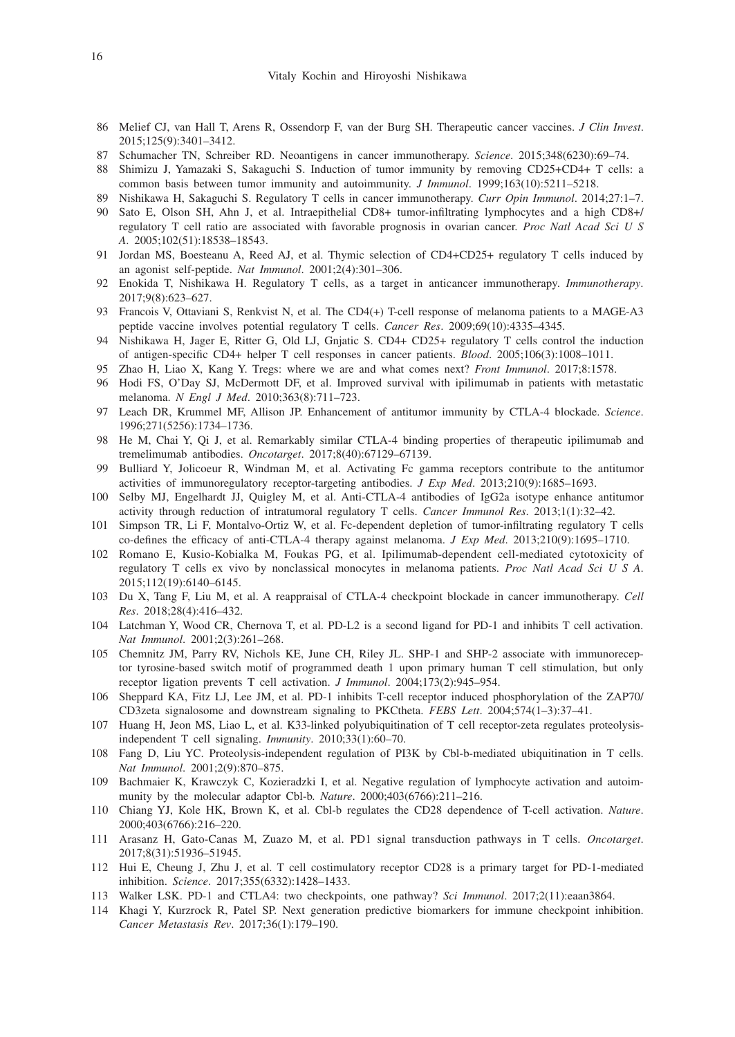86 Melief CJ, van Hall T, Arens R, Ossendorp F, van der Burg SH. Therapeutic cancer vaccines. *J Clin Invest*. 2015;125(9):3401–3412.

87 Schumacher TN, Schreiber RD. Neoantigens in cancer immunotherapy. *Science*. 2015;348(6230):69–74.

88 Shimizu J, Yamazaki S, Sakaguchi S. Induction of tumor immunity by removing CD25+CD4+ T cells: a common basis between tumor immunity and autoimmunity. *J Immunol*. 1999;163(10):5211–5218.

89 Nishikawa H, Sakaguchi S. Regulatory T cells in cancer immunotherapy. *Curr Opin Immunol*. 2014;27:1–7.

90 Sato E, Olson SH, Ahn J, et al. Intraepithelial CD8+ tumor-infiltrating lymphocytes and a high CD8+/regulatory T cell ratio are associated with favorable prognosis in ovarian cancer. *Proc Natl Acad Sci U S A*. 2005;102(51):18538–18543.

91 Jordan MS, Boesteanu A, Reed AJ, et al. Thymic selection of CD4+CD25+ regulatory T cells induced by an agonist self-peptide. *Nat Immunol*. 2001;2(4):301–306.

92 Enokida T, Nishikawa H. Regulatory T cells, as a target in anticancer immunotherapy. *Immunotherapy*. 2017;9(8):623–627.

93 Francois V, Ottaviani S, Renkvist N, et al. The CD4(+) T-cell response of melanoma patients to a MAGE-A3 peptide vaccine involves potential regulatory T cells. *Cancer Res*. 2009;69(10):4335–4345.

94 Nishikawa H, Jager E, Ritter G, Old LJ, Gnjatic S. CD4+ CD25+ regulatory T cells control the induction of antigen-specific CD4+ helper T cell responses in cancer patients. *Blood*. 2005;106(3):1008–1011.

95 Zhao H, Liao X, Kang Y. Tregs: where we are and what comes next? *Front Immunol*. 2017;8:1578.

96 Hodi FS, O'Day SJ, McDermott DF, et al. Improved survival with ipilimumab in patients with metastatic melanoma. *N Engl J Med*. 2010;363(8):711–723.

97 Leach DR, Krummel MF, Allison JP. Enhancement of antitumor immunity by CTLA-4 blockade. *Science*. 1996;271(5256):1734–1736.

98 He M, Chai Y, Qi J, et al. Remarkably similar CTLA-4 binding properties of therapeutic ipilimumab and tremelimumab antibodies. *Oncotarget*. 2017;8(40):67129–67139.

99 Bulliard Y, Jolicoeur R, Windman M, et al. Activating Fc gamma receptors contribute to the antitumor activities of immunoregulatory receptor-targeting antibodies. *J Exp Med*. 2013;210(9):1685–1693.

100 Selby MJ, Engelhardt JJ, Quigley M, et al. Anti-CTLA-4 antibodies of IgG2a isotype enhance antitumor activity through reduction of intratumoral regulatory T cells. *Cancer Immunol Res*. 2013;1(1):32–42.

101 Simpson TR, Li F, Montalvo-Ortiz W, et al. Fc-dependent depletion of tumor-infiltrating regulatory T cells co-defines the efficacy of anti-CTLA-4 therapy against melanoma. *J Exp Med*. 2013;210(9):1695–1710.

102 Romano E, Kusio-Kobialka M, Foukas PG, et al. Ipilimumab-dependent cell-mediated cytotoxicity of regulatory T cells ex vivo by nonclassical monocytes in melanoma patients. *Proc Natl Acad Sci U S A*. 2015;112(19):6140–6145.

103 Du X, Tang F, Liu M, et al. A reappraisal of CTLA-4 checkpoint blockade in cancer immunotherapy. *Cell Res*. 2018;28(4):416–432.

104 Latchman Y, Wood CR, Chernova T, et al. PD-L2 is a second ligand for PD-1 and inhibits T cell activation. *Nat Immunol*. 2001;2(3):261–268.

105 Chemnitz JM, Parry RV, Nichols KE, June CH, Riley JL. SHP-1 and SHP-2 associate with immunoreceptor tyrosine-based switch motif of programmed death 1 upon primary human T cell stimulation, but only receptor ligation prevents T cell activation. *J Immunol*. 2004;173(2):945–954.

106 Sheppard KA, Fitz LJ, Lee JM, et al. PD-1 inhibits T-cell receptor induced phosphorylation of the ZAP70/CD3zeta signalosome and downstream signaling to PKCtheta. *FEBS Lett*. 2004;574(1–3):37–41.

107 Huang H, Jeon MS, Liao L, et al. K33-linked polyubiquitination of T cell receptor-zeta regulates proteolysis-independent T cell signaling. *Immunity*. 2010;33(1):60–70.

108 Fang D, Liu YC. Proteolysis-independent regulation of PI3K by Cbl-b-mediated ubiquitination in T cells. *Nat Immunol*. 2001;2(9):870–875.

109 Bachmaier K, Krawczyk C, Kozieradzki I, et al. Negative regulation of lymphocyte activation and autoimmunity by the molecular adaptor Cbl-b. *Nature*. 2000;403(6766):211–216.

110 Chiang YJ, Kole HK, Brown K, et al. Cbl-b regulates the CD28 dependence of T-cell activation. *Nature*. 2000;403(6766):216–220.

111 Arasanz H, Gato-Canas M, Zuazo M, et al. PD1 signal transduction pathways in T cells. *Oncotarget*. 2017;8(31):51936–51945.

112 Hui E, Cheung J, Zhu J, et al. T cell costimulatory receptor CD28 is a primary target for PD-1-mediated inhibition. *Science*. 2017;355(6332):1428–1433.

113 Walker LSK. PD-1 and CTLA4: two checkpoints, one pathway? *Sci Immunol*. 2017;2(11):eaan3864.

114 Khagi Y, Kurzrock R, Patel SP. Next generation predictive biomarkers for immune checkpoint inhibition. *Cancer Metastasis Rev*. 2017;36(1):179–190.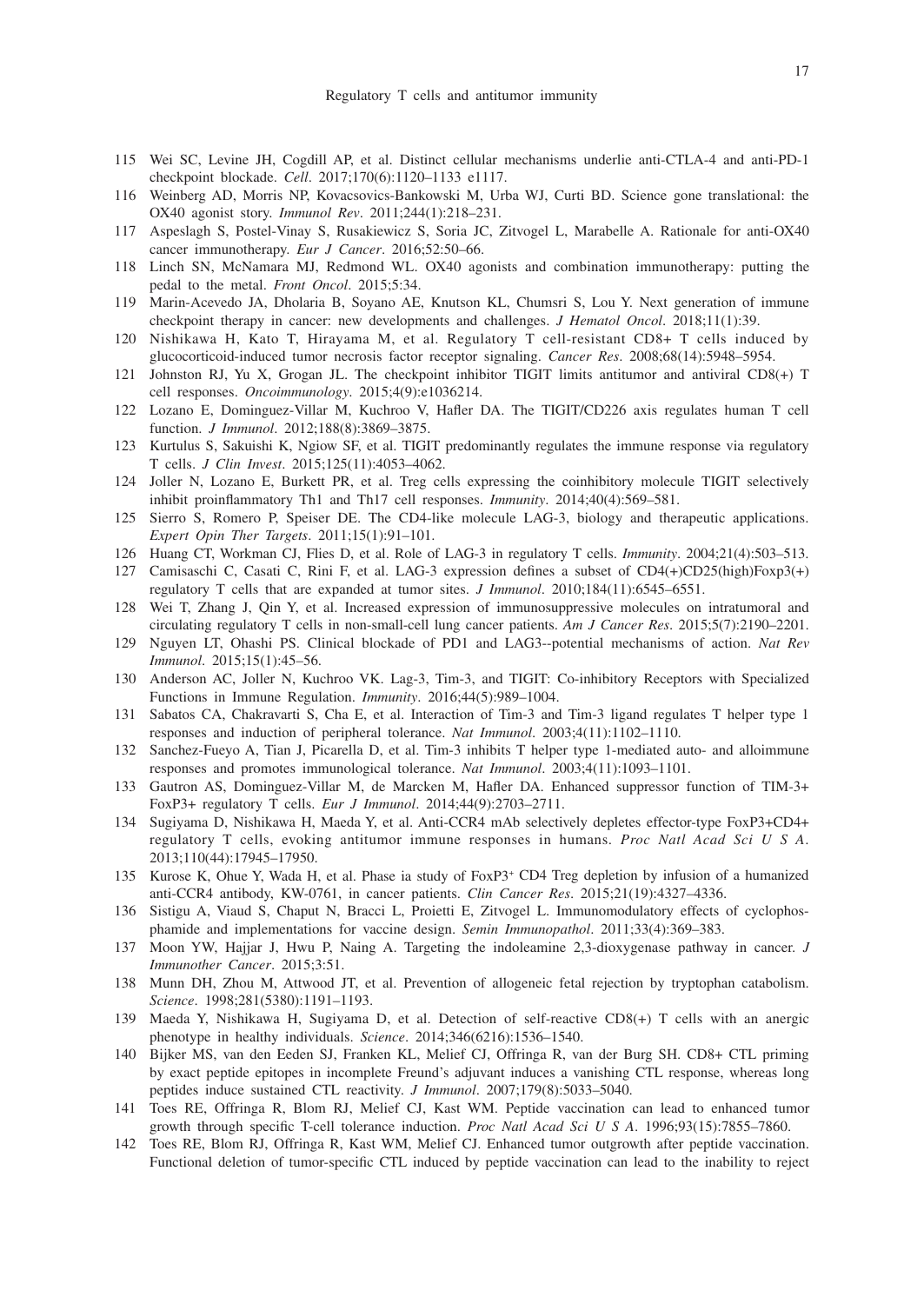115 Wei SC, Levine JH, Cogdill AP, et al. Distinct cellular mechanisms underlie anti-CTLA-4 and anti-PD-1 checkpoint blockade. *Cell*. 2017;170(6):1120–1133 e1117.

116 Weinberg AD, Morris NP, Kovacsovics-Bankowski M, Urba WJ, Curti BD. Science gone translational: the OX40 agonist story. *Immunol Rev*. 2011;244(1):218–231.

117 Aspeslagh S, Postel-Vinay S, Rusakiewicz S, Soria JC, Zitvogel L, Marabelle A. Rationale for anti-OX40 cancer immunotherapy. *Eur J Cancer*. 2016;52:50–66.

118 Linch SN, McNamara MJ, Redmond WL. OX40 agonists and combination immunotherapy: putting the pedal to the metal. *Front Oncol*. 2015;5:34.

119 Marin-Acevedo JA, Dholaria B, Soyano AE, Knutson KL, Chumsri S, Lou Y. Next generation of immune checkpoint therapy in cancer: new developments and challenges. *J Hematol Oncol*. 2018;11(1):39.

120 Nishikawa H, Kato T, Hirayama M, et al. Regulatory T cell-resistant CD8+ T cells induced by glucocorticoid-induced tumor necrosis factor receptor signaling. *Cancer Res*. 2008;68(14):5948–5954.

121 Johnston RJ, Yu X, Grogan JL. The checkpoint inhibitor TIGIT limits antitumor and antiviral CD8(+) T cell responses. *Oncoimmunology*. 2015;4(9):e1036214.

122 Lozano E, Dominguez-Villar M, Kuchroo V, Hafler DA. The TIGIT/CD226 axis regulates human T cell function. *J Immunol*. 2012;188(8):3869–3875.

123 Kurtulus S, Sakuishi K, Ngiow SF, et al. TIGIT predominantly regulates the immune response via regulatory T cells. *J Clin Invest*. 2015;125(11):4053–4062.

124 Joller N, Lozano E, Burkett PR, et al. Treg cells expressing the coinhibitory molecule TIGIT selectively inhibit proinflammatory Th1 and Th17 cell responses. *Immunity*. 2014;40(4):569–581.

125 Sierro S, Romero P, Speiser DE. The CD4-like molecule LAG-3, biology and therapeutic applications. *Expert Opin Ther Targets*. 2011;15(1):91–101.

126 Huang CT, Workman CJ, Flies D, et al. Role of LAG-3 in regulatory T cells. *Immunity*. 2004;21(4):503–513.

127 Camisaschi C, Casati C, Rini F, et al. LAG-3 expression defines a subset of CD4(+)CD25(high)Foxp3(+) regulatory T cells that are expanded at tumor sites. *J Immunol*. 2010;184(11):6545–6551.

128 Wei T, Zhang J, Qin Y, et al. Increased expression of immunosuppressive molecules on intratumoral and circulating regulatory T cells in non-small-cell lung cancer patients. *Am J Cancer Res*. 2015;5(7):2190–2201.

129 Nguyen LT, Ohashi PS. Clinical blockade of PD1 and LAG3--potential mechanisms of action. *Nat Rev Immunol*. 2015;15(1):45–56.

130 Anderson AC, Joller N, Kuchroo VK. Lag-3, Tim-3, and TIGIT: Co-inhibitory Receptors with Specialized Functions in Immune Regulation. *Immunity*. 2016;44(5):989–1004.

131 Sabatos CA, Chakravarti S, Cha E, et al. Interaction of Tim-3 and Tim-3 ligand regulates T helper type 1 responses and induction of peripheral tolerance. *Nat Immunol*. 2003;4(11):1102–1110.

132 Sanchez-Fueyo A, Tian J, Picarella D, et al. Tim-3 inhibits T helper type 1-mediated auto- and alloimmune responses and promotes immunological tolerance. *Nat Immunol*. 2003;4(11):1093–1101.

133 Gautron AS, Dominguez-Villar M, de Marcken M, Hafler DA. Enhanced suppressor function of TIM-3+ FoxP3+ regulatory T cells. *Eur J Immunol*. 2014;44(9):2703–2711.

134 Sugiyama D, Nishikawa H, Maeda Y, et al. Anti-CCR4 mAb selectively depletes effector-type FoxP3+CD4+ regulatory T cells, evoking antitumor immune responses in humans. *Proc Natl Acad Sci U S A*. 2013;110(44):17945–17950.

135 Kurose K, Ohue Y, Wada H, et al. Phase ia study of FoxP3⁺ CD4 Treg depletion by infusion of a humanized anti-CCR4 antibody, KW-0761, in cancer patients. *Clin Cancer Res*. 2015;21(19):4327–4336.

136 Sistigu A, Viaud S, Chaput N, Bracci L, Proietti E, Zitvogel L. Immunomodulatory effects of cyclophosphamide and implementations for vaccine design. *Semin Immunopathol*. 2011;33(4):369–383.

137 Moon YW, Hajjar J, Hwu P, Naing A. Targeting the indoleamine 2,3-dioxygenase pathway in cancer. *J Immunother Cancer*. 2015;3:51.

138 Munn DH, Zhou M, Attwood JT, et al. Prevention of allogeneic fetal rejection by tryptophan catabolism. *Science*. 1998;281(5380):1191–1193.

139 Maeda Y, Nishikawa H, Sugiyama D, et al. Detection of self-reactive CD8(+) T cells with an anergic phenotype in healthy individuals. *Science*. 2014;346(6216):1536–1540.

140 Bijker MS, van den Eeden SJ, Franken KL, Melief CJ, Offringa R, van der Burg SH. CD8+ CTL priming by exact peptide epitopes in incomplete Freund's adjuvant induces a vanishing CTL response, whereas long peptides induce sustained CTL reactivity. *J Immunol*. 2007;179(8):5033–5040.

141 Toes RE, Offringa R, Blom RJ, Melief CJ, Kast WM. Peptide vaccination can lead to enhanced tumor growth through specific T-cell tolerance induction. *Proc Natl Acad Sci U S A*. 1996;93(15):7855–7860.

142 Toes RE, Blom RJ, Offringa R, Kast WM, Melief CJ. Enhanced tumor outgrowth after peptide vaccination. Functional deletion of tumor-specific CTL induced by peptide vaccination can lead to the inability to reject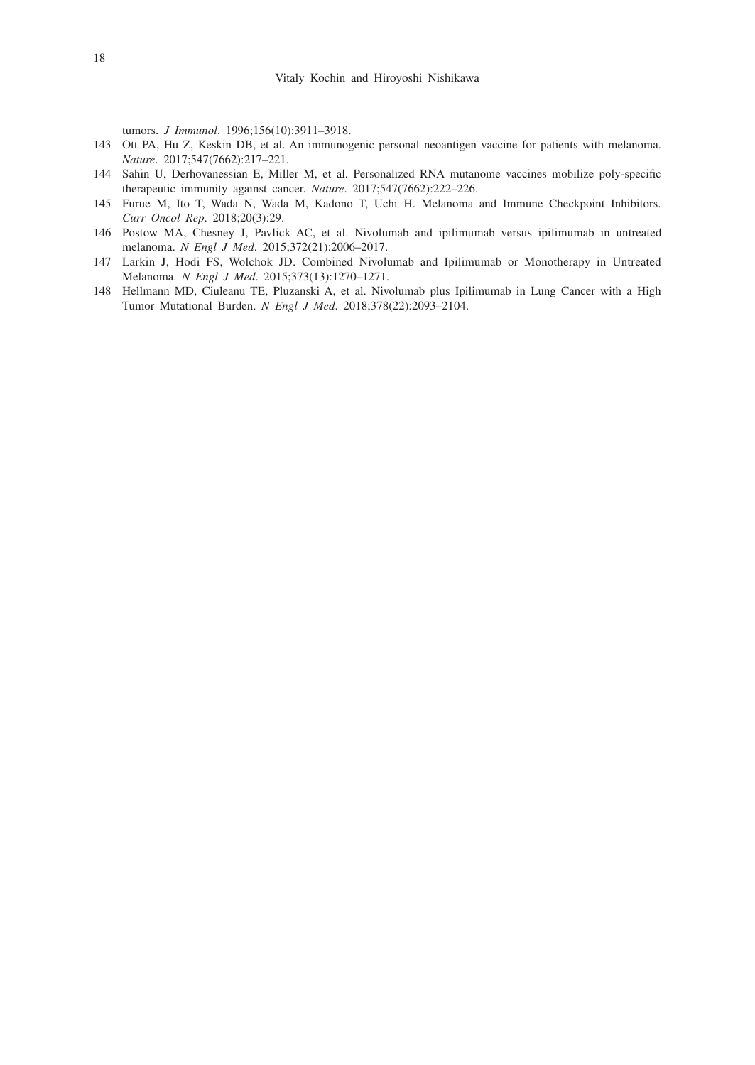tumors. *J Immunol*. 1996;156(10):3911–3918.

143 Ott PA, Hu Z, Keskin DB, et al. An immunogenic personal neoantigen vaccine for patients with melanoma. *Nature*. 2017;547(7662):217–221.

144 Sahin U, Derhovanessian E, Miller M, et al. Personalized RNA mutanome vaccines mobilize poly-specific therapeutic immunity against cancer. *Nature*. 2017;547(7662):222–226.

145 Furue M, Ito T, Wada N, Wada M, Kadono T, Uchi H. Melanoma and Immune Checkpoint Inhibitors. *Curr Oncol Rep*. 2018;20(3):29.

146 Postow MA, Chesney J, Pavlick AC, et al. Nivolumab and ipilimumab versus ipilimumab in untreated melanoma. *N Engl J Med*. 2015;372(21):2006–2017.

147 Larkin J, Hodi FS, Wolchok JD. Combined Nivolumab and Ipilimumab or Monotherapy in Untreated Melanoma. *N Engl J Med*. 2015;373(13):1270–1271.

148 Hellmann MD, Ciuleanu TE, Pluzanski A, et al. Nivolumab plus Ipilimumab in Lung Cancer with a High Tumor Mutational Burden. *N Engl J Med*. 2018;378(22):2093–2104.